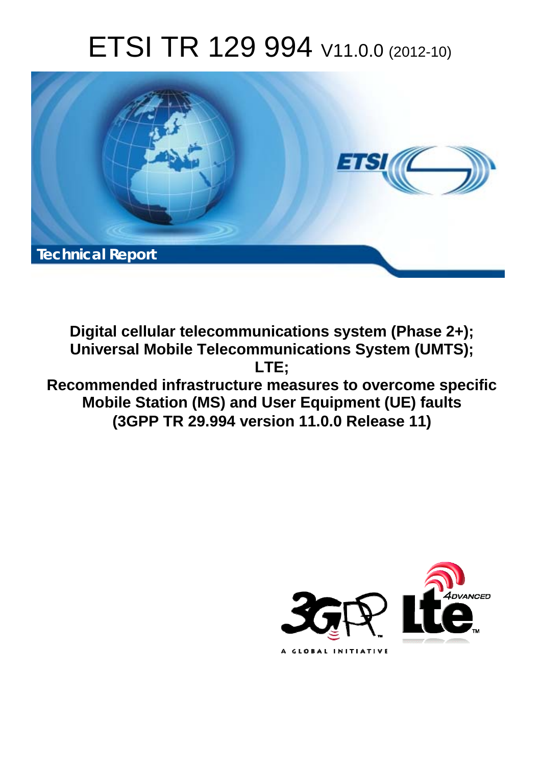# ETSI TR 129 994 V11.0.0 (2012-10)

**Technical Report**

**Digital cellular telecommunications system (Phase 2+);**
**Universal Mobile Telecommunications System (UMTS);**
**LTE;**
**Recommended infrastructure measures to overcome specific Mobile Station (MS) and User Equipment (UE) faults**
**(3GPP TR 29.994 version 11.0.0 Release 11)**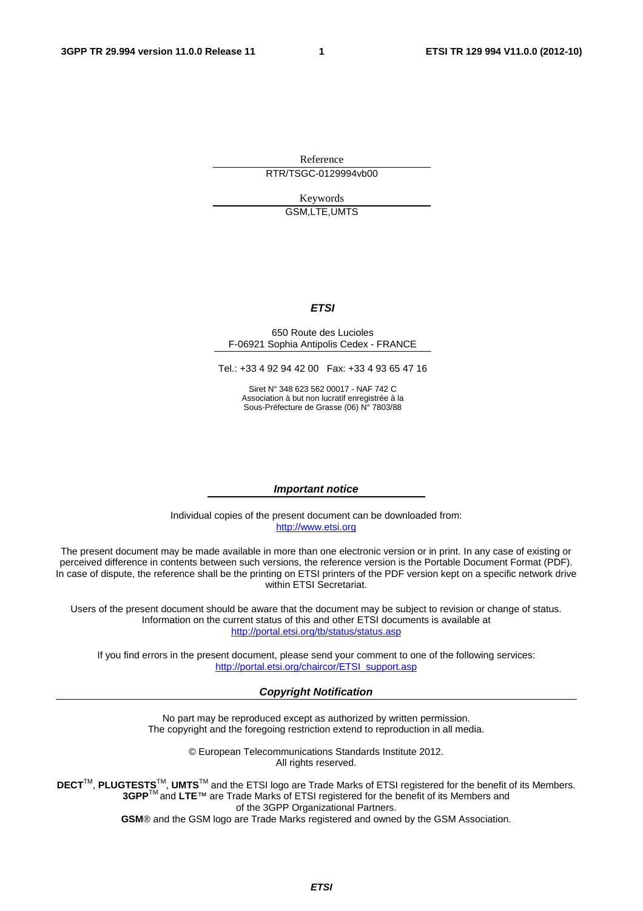Reference

RTR/TSGC-0129994vb00

Keywords

GSM,LTE,UMTS

***ETSI***

650 Route des Lucioles
F-06921 Sophia Antipolis Cedex - FRANCE

Tel.: +33 4 92 94 42 00 Fax: +33 4 93 65 47 16

Siret N° 348 623 562 00017 - NAF 742 C
Association à but non lucratif enregistrée à la
Sous-Préfecture de Grasse (06) N° 7803/88

***Important notice***

Individual copies of the present document can be downloaded from:
http://www.etsi.org

The present document may be made available in more than one electronic version or in print. In any case of existing or perceived difference in contents between such versions, the reference version is the Portable Document Format (PDF). In case of dispute, the reference shall be the printing on ETSI printers of the PDF version kept on a specific network drive within ETSI Secretariat.

Users of the present document should be aware that the document may be subject to revision or change of status. Information on the current status of this and other ETSI documents is available at
http://portal.etsi.org/tb/status/status.asp

If you find errors in the present document, please send your comment to one of the following services:
http://portal.etsi.org/chaircor/ETSI_support.asp

***Copyright Notification***

No part may be reproduced except as authorized by written permission.
The copyright and the foregoing restriction extend to reproduction in all media.

© European Telecommunications Standards Institute 2012.
All rights reserved.

**DECT**™, **PLUGTESTS**™, **UMTS**™ and the ETSI logo are Trade Marks of ETSI registered for the benefit of its Members.
**3GPP**™ and **LTE**™ are Trade Marks of ETSI registered for the benefit of its Members and
of the 3GPP Organizational Partners.
**GSM**® and the GSM logo are Trade Marks registered and owned by the GSM Association.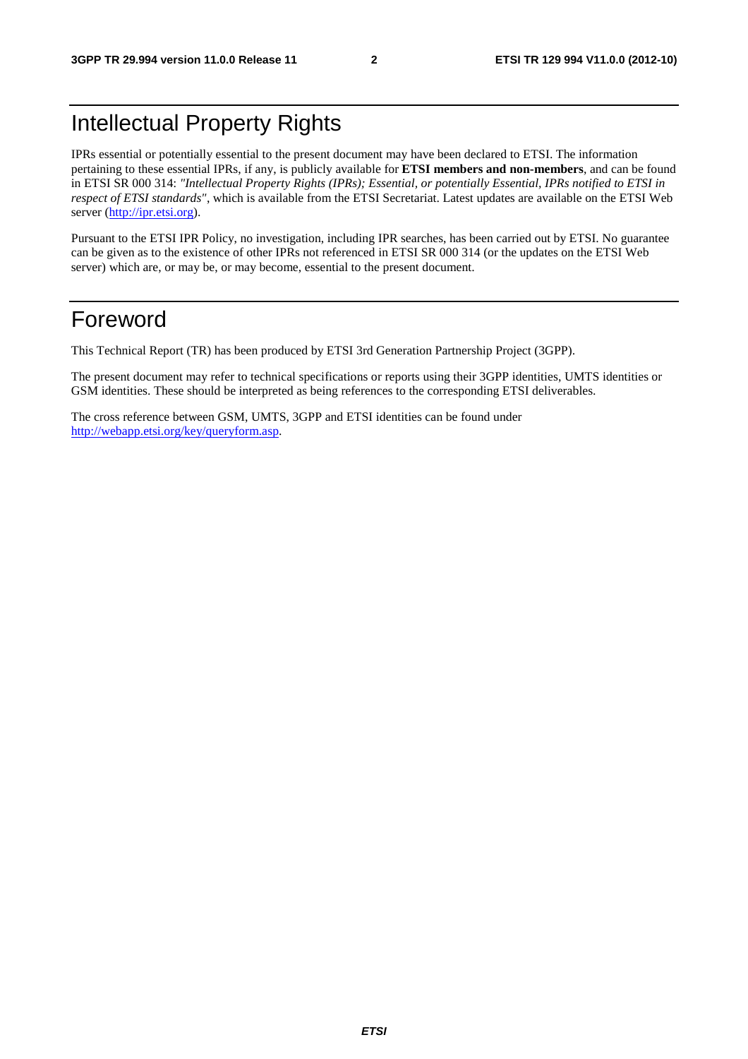# Intellectual Property Rights

IPRs essential or potentially essential to the present document may have been declared to ETSI. The information pertaining to these essential IPRs, if any, is publicly available for **ETSI members and non-members**, and can be found in ETSI SR 000 314: *"Intellectual Property Rights (IPRs); Essential, or potentially Essential, IPRs notified to ETSI in respect of ETSI standards"*, which is available from the ETSI Secretariat. Latest updates are available on the ETSI Web server (http://ipr.etsi.org).

Pursuant to the ETSI IPR Policy, no investigation, including IPR searches, has been carried out by ETSI. No guarantee can be given as to the existence of other IPRs not referenced in ETSI SR 000 314 (or the updates on the ETSI Web server) which are, or may be, or may become, essential to the present document.

# Foreword

This Technical Report (TR) has been produced by ETSI 3rd Generation Partnership Project (3GPP).

The present document may refer to technical specifications or reports using their 3GPP identities, UMTS identities or GSM identities. These should be interpreted as being references to the corresponding ETSI deliverables.

The cross reference between GSM, UMTS, 3GPP and ETSI identities can be found under http://webapp.etsi.org/key/queryform.asp.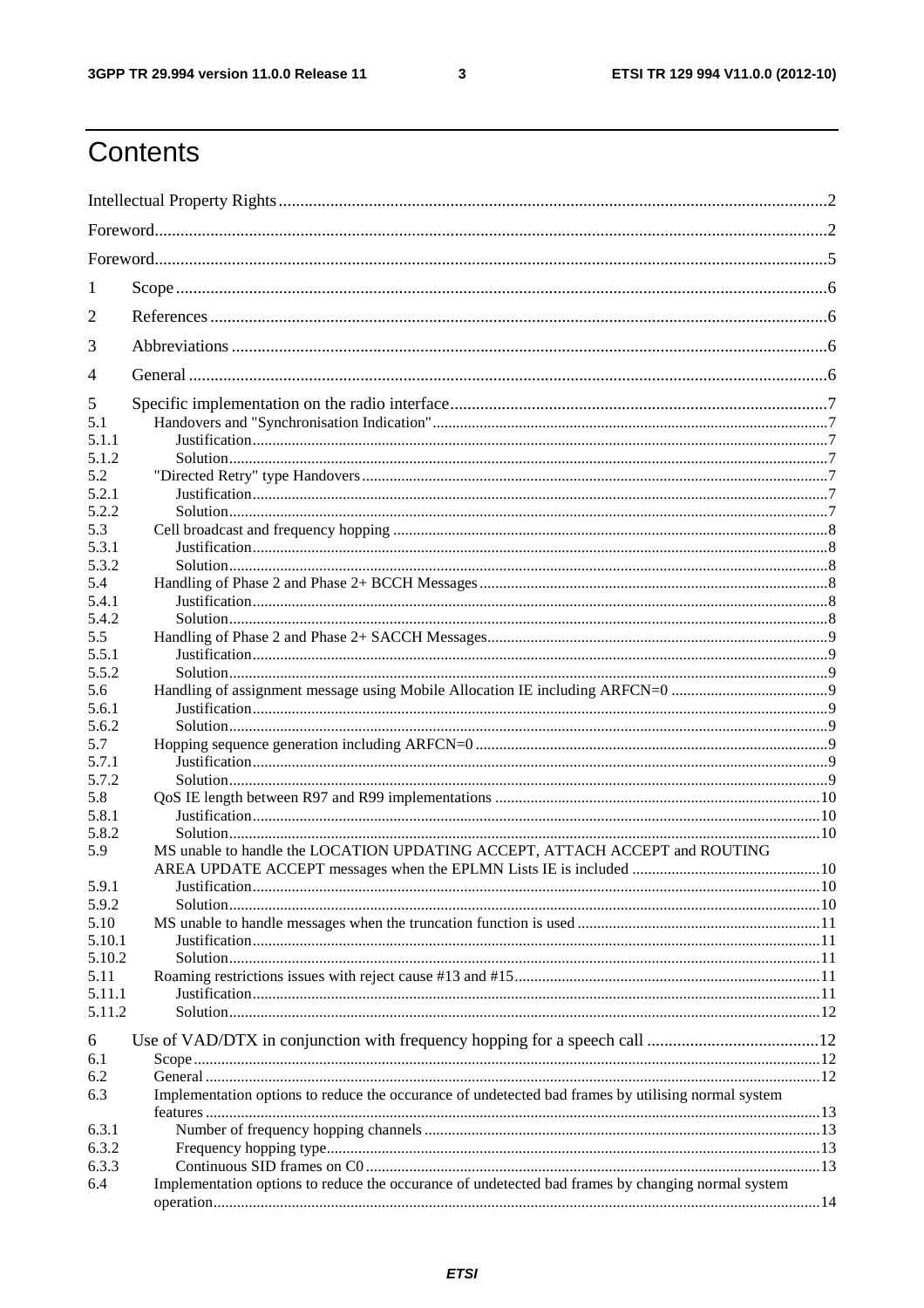# Contents

Intellectual Property Rights ..... 2

Foreword ..... 2

Foreword ..... 5

1 Scope ..... 6

2 References ..... 6

3 Abbreviations ..... 6

4 General ..... 6

5 Specific implementation on the radio interface ..... 7

5.1 Handovers and "Synchronisation Indication" ..... 7

5.1.1 Justification ..... 7

5.1.2 Solution ..... 7

5.2 "Directed Retry" type Handovers ..... 7

5.2.1 Justification ..... 7

5.2.2 Solution ..... 7

5.3 Cell broadcast and frequency hopping ..... 8

5.3.1 Justification ..... 8

5.3.2 Solution ..... 8

5.4 Handling of Phase 2 and Phase 2+ BCCH Messages ..... 8

5.4.1 Justification ..... 8

5.4.2 Solution ..... 8

5.5 Handling of Phase 2 and Phase 2+ SACCH Messages ..... 9

5.5.1 Justification ..... 9

5.5.2 Solution ..... 9

5.6 Handling of assignment message using Mobile Allocation IE including ARFCN=0 ..... 9

5.6.1 Justification ..... 9

5.6.2 Solution ..... 9

5.7 Hopping sequence generation including ARFCN=0 ..... 9

5.7.1 Justification ..... 9

5.7.2 Solution ..... 9

5.8 QoS IE length between R97 and R99 implementations ..... 10

5.8.1 Justification ..... 10

5.8.2 Solution ..... 10

5.9 MS unable to handle the LOCATION UPDATING ACCEPT, ATTACH ACCEPT and ROUTING AREA UPDATE ACCEPT messages when the EPLMN Lists IE is included ..... 10

5.9.1 Justification ..... 10

5.9.2 Solution ..... 10

5.10 MS unable to handle messages when the truncation function is used ..... 11

5.10.1 Justification ..... 11

5.10.2 Solution ..... 11

5.11 Roaming restrictions issues with reject cause #13 and #15 ..... 11

5.11.1 Justification ..... 11

5.11.2 Solution ..... 12

6 Use of VAD/DTX in conjunction with frequency hopping for a speech call ..... 12

6.1 Scope ..... 12

6.2 General ..... 12

6.3 Implementation options to reduce the occurance of undetected bad frames by utilising normal system features ..... 13

6.3.1 Number of frequency hopping channels ..... 13

6.3.2 Frequency hopping type ..... 13

6.3.3 Continuous SID frames on C0 ..... 13

6.4 Implementation options to reduce the occurance of undetected bad frames by changing normal system operation ..... 14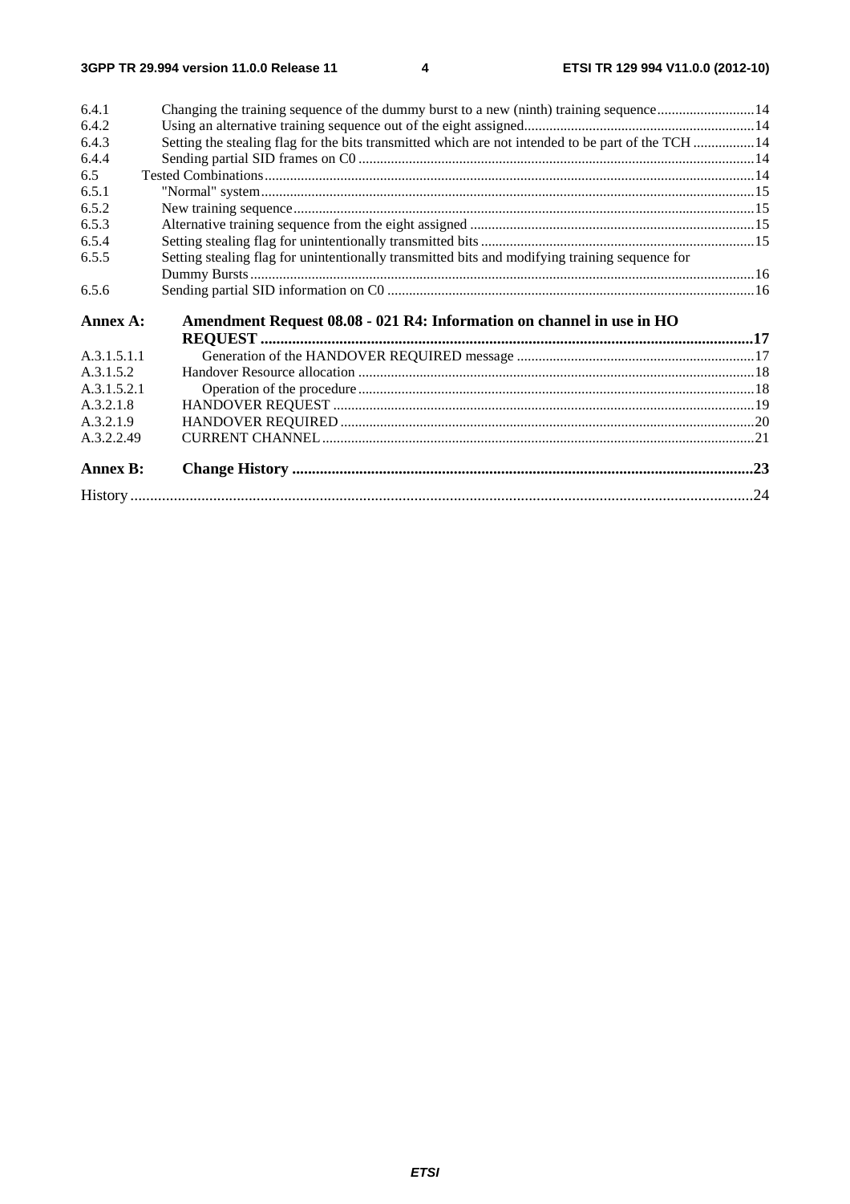6.4.1 Changing the training sequence of the dummy burst to a new (ninth) training sequence ........................... 14
6.4.2 Using an alternative training sequence out of the eight assigned ............................................................... 14
6.4.3 Setting the stealing flag for the bits transmitted which are not intended to be part of the TCH ................. 14
6.4.4 Sending partial SID frames on C0 ............................................................................................................. 14
6.5 Tested Combinations ....................................................................................................................................... 14
6.5.1 "Normal" system ........................................................................................................................................ 15
6.5.2 New training sequence ............................................................................................................................... 15
6.5.3 Alternative training sequence from the eight assigned .............................................................................. 15
6.5.4 Setting stealing flag for unintentionally transmitted bits ............................................................................ 15
6.5.5 Setting stealing flag for unintentionally transmitted bits and modifying training sequence for Dummy Bursts ........................................................................................................................................... 16
6.5.6 Sending partial SID information on C0 ..................................................................................................... 16

**Annex A: Amendment Request 08.08 - 021 R4: Information on channel in use in HO REQUEST ............................................................................................................................ 17**

A.3.1.5.1.1 Generation of the HANDOVER REQUIRED message .................................................................. 17
A.3.1.5.2 Handover Resource allocation ............................................................................................................. 18
A.3.1.5.2.1 Operation of the procedure ............................................................................................................. 18
A.3.2.1.8 HANDOVER REQUEST .................................................................................................................... 19
A.3.2.1.9 HANDOVER REQUIRED .................................................................................................................. 20
A.3.2.2.49 CURRENT CHANNEL ....................................................................................................................... 21

**Annex B: Change History ..................................................................................................................... 23**

History ............................................................................................................................................................ 24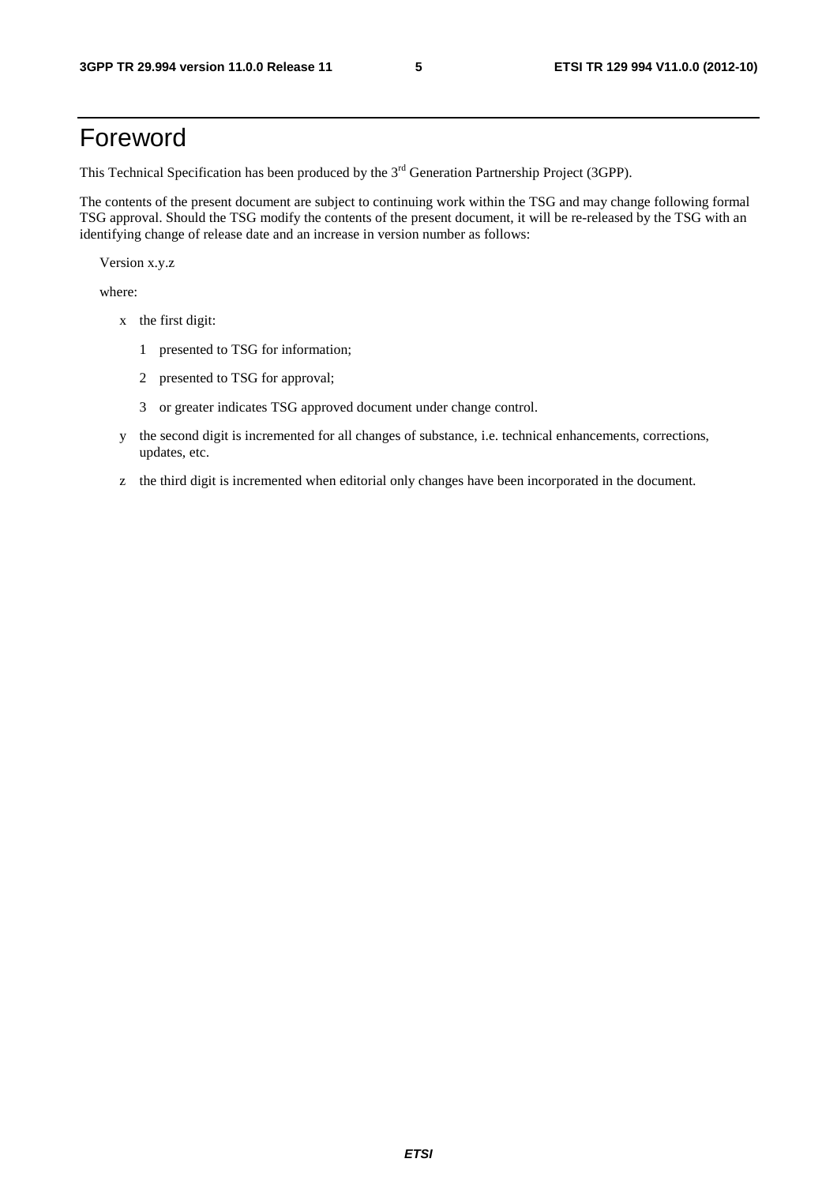# Foreword

This Technical Specification has been produced by the 3rd Generation Partnership Project (3GPP).

The contents of the present document are subject to continuing work within the TSG and may change following formal TSG approval. Should the TSG modify the contents of the present document, it will be re-released by the TSG with an identifying change of release date and an increase in version number as follows:

Version x.y.z

where:

- x the first digit:
  - 1 presented to TSG for information;
  - 2 presented to TSG for approval;
  - 3 or greater indicates TSG approved document under change control.
- y the second digit is incremented for all changes of substance, i.e. technical enhancements, corrections, updates, etc.
- z the third digit is incremented when editorial only changes have been incorporated in the document.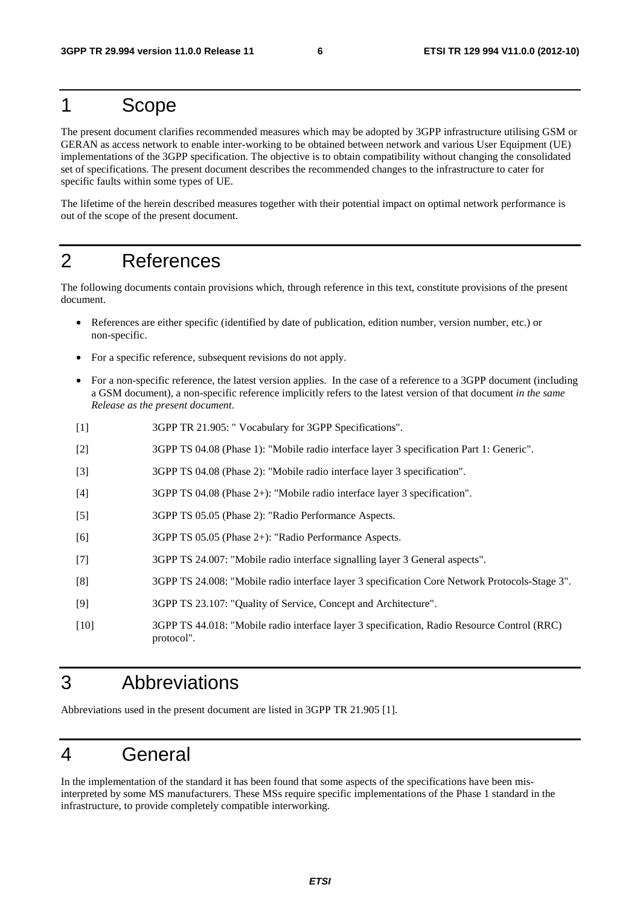# 1 Scope

The present document clarifies recommended measures which may be adopted by 3GPP infrastructure utilising GSM or GERAN as access network to enable inter-working to be obtained between network and various User Equipment (UE) implementations of the 3GPP specification. The objective is to obtain compatibility without changing the consolidated set of specifications. The present document describes the recommended changes to the infrastructure to cater for specific faults within some types of UE.

The lifetime of the herein described measures together with their potential impact on optimal network performance is out of the scope of the present document.

# 2 References

The following documents contain provisions which, through reference in this text, constitute provisions of the present document.

- References are either specific (identified by date of publication, edition number, version number, etc.) or non-specific.
- For a specific reference, subsequent revisions do not apply.
- For a non-specific reference, the latest version applies. In the case of a reference to a 3GPP document (including a GSM document), a non-specific reference implicitly refers to the latest version of that document *in the same Release as the present document*.

[1] 3GPP TR 21.905: " Vocabulary for 3GPP Specifications".

[2] 3GPP TS 04.08 (Phase 1): "Mobile radio interface layer 3 specification Part 1: Generic".

[3] 3GPP TS 04.08 (Phase 2): "Mobile radio interface layer 3 specification".

[4] 3GPP TS 04.08 (Phase 2+): "Mobile radio interface layer 3 specification".

[5] 3GPP TS 05.05 (Phase 2): "Radio Performance Aspects.

[6] 3GPP TS 05.05 (Phase 2+): "Radio Performance Aspects.

[7] 3GPP TS 24.007: "Mobile radio interface signalling layer 3 General aspects".

[8] 3GPP TS 24.008: "Mobile radio interface layer 3 specification Core Network Protocols-Stage 3".

[9] 3GPP TS 23.107: "Quality of Service, Concept and Architecture".

[10] 3GPP TS 44.018: "Mobile radio interface layer 3 specification, Radio Resource Control (RRC) protocol".

# 3 Abbreviations

Abbreviations used in the present document are listed in 3GPP TR 21.905 [1].

# 4 General

In the implementation of the standard it has been found that some aspects of the specifications have been mis-interpreted by some MS manufacturers. These MSs require specific implementations of the Phase 1 standard in the infrastructure, to provide completely compatible interworking.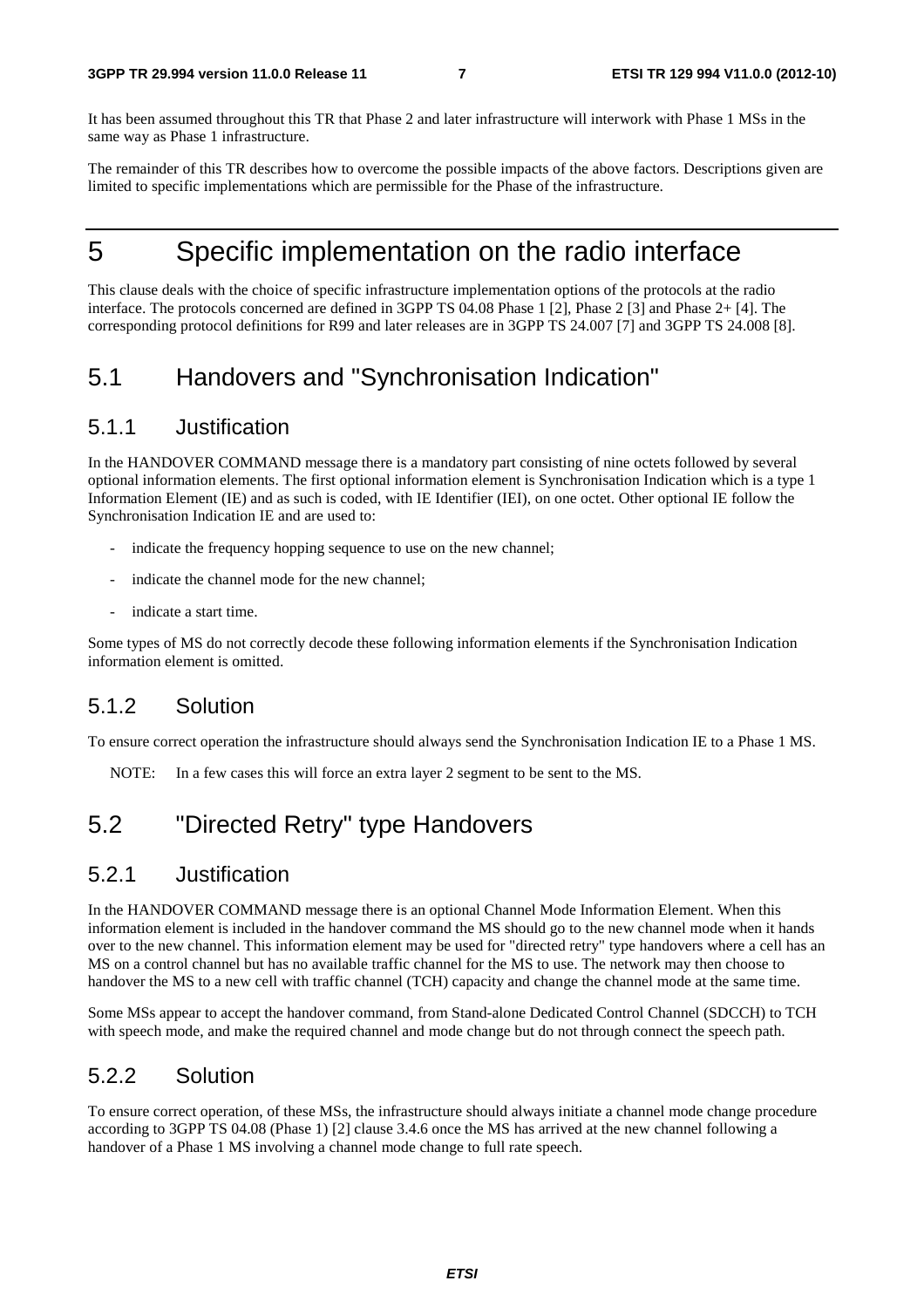It has been assumed throughout this TR that Phase 2 and later infrastructure will interwork with Phase 1 MSs in the same way as Phase 1 infrastructure.

The remainder of this TR describes how to overcome the possible impacts of the above factors. Descriptions given are limited to specific implementations which are permissible for the Phase of the infrastructure.

# 5 Specific implementation on the radio interface

This clause deals with the choice of specific infrastructure implementation options of the protocols at the radio interface. The protocols concerned are defined in 3GPP TS 04.08 Phase 1 [2], Phase 2 [3] and Phase 2+ [4]. The corresponding protocol definitions for R99 and later releases are in 3GPP TS 24.007 [7] and 3GPP TS 24.008 [8].

## 5.1 Handovers and "Synchronisation Indication"

### 5.1.1 Justification

In the HANDOVER COMMAND message there is a mandatory part consisting of nine octets followed by several optional information elements. The first optional information element is Synchronisation Indication which is a type 1 Information Element (IE) and as such is coded, with IE Identifier (IEI), on one octet. Other optional IE follow the Synchronisation Indication IE and are used to:

- indicate the frequency hopping sequence to use on the new channel;
- indicate the channel mode for the new channel;
- indicate a start time.

Some types of MS do not correctly decode these following information elements if the Synchronisation Indication information element is omitted.

### 5.1.2 Solution

To ensure correct operation the infrastructure should always send the Synchronisation Indication IE to a Phase 1 MS.

NOTE: In a few cases this will force an extra layer 2 segment to be sent to the MS.

## 5.2 "Directed Retry" type Handovers

### 5.2.1 Justification

In the HANDOVER COMMAND message there is an optional Channel Mode Information Element. When this information element is included in the handover command the MS should go to the new channel mode when it hands over to the new channel. This information element may be used for "directed retry" type handovers where a cell has an MS on a control channel but has no available traffic channel for the MS to use. The network may then choose to handover the MS to a new cell with traffic channel (TCH) capacity and change the channel mode at the same time.

Some MSs appear to accept the handover command, from Stand-alone Dedicated Control Channel (SDCCH) to TCH with speech mode, and make the required channel and mode change but do not through connect the speech path.

### 5.2.2 Solution

To ensure correct operation, of these MSs, the infrastructure should always initiate a channel mode change procedure according to 3GPP TS 04.08 (Phase 1) [2] clause 3.4.6 once the MS has arrived at the new channel following a handover of a Phase 1 MS involving a channel mode change to full rate speech.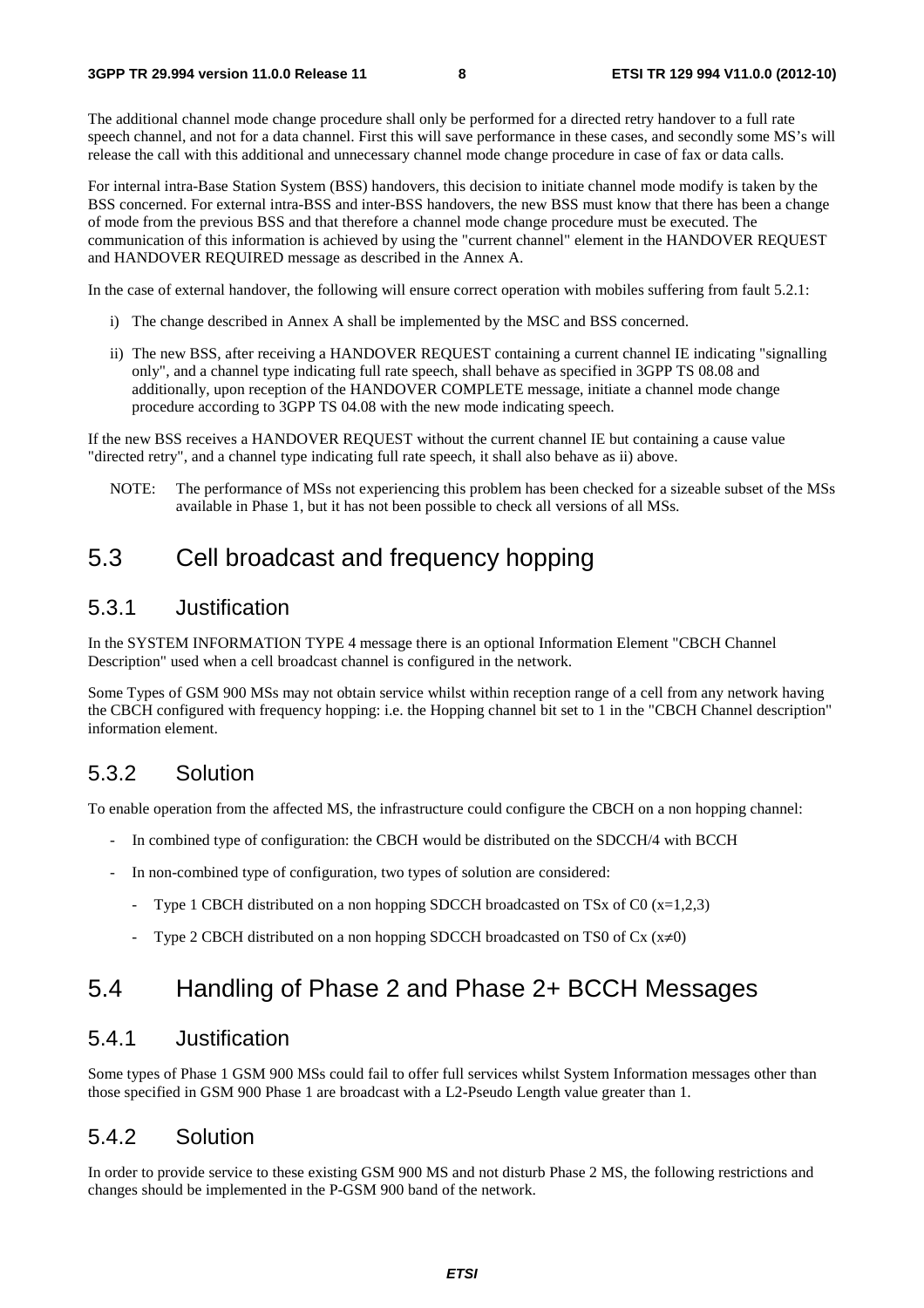The additional channel mode change procedure shall only be performed for a directed retry handover to a full rate speech channel, and not for a data channel. First this will save performance in these cases, and secondly some MS's will release the call with this additional and unnecessary channel mode change procedure in case of fax or data calls.

For internal intra-Base Station System (BSS) handovers, this decision to initiate channel mode modify is taken by the BSS concerned. For external intra-BSS and inter-BSS handovers, the new BSS must know that there has been a change of mode from the previous BSS and that therefore a channel mode change procedure must be executed. The communication of this information is achieved by using the "current channel" element in the HANDOVER REQUEST and HANDOVER REQUIRED message as described in the Annex A.

In the case of external handover, the following will ensure correct operation with mobiles suffering from fault 5.2.1:

i) The change described in Annex A shall be implemented by the MSC and BSS concerned.

ii) The new BSS, after receiving a HANDOVER REQUEST containing a current channel IE indicating "signalling only", and a channel type indicating full rate speech, shall behave as specified in 3GPP TS 08.08 and additionally, upon reception of the HANDOVER COMPLETE message, initiate a channel mode change procedure according to 3GPP TS 04.08 with the new mode indicating speech.

If the new BSS receives a HANDOVER REQUEST without the current channel IE but containing a cause value "directed retry", and a channel type indicating full rate speech, it shall also behave as ii) above.

NOTE: The performance of MSs not experiencing this problem has been checked for a sizeable subset of the MSs available in Phase 1, but it has not been possible to check all versions of all MSs.

## 5.3 Cell broadcast and frequency hopping

### 5.3.1 Justification

In the SYSTEM INFORMATION TYPE 4 message there is an optional Information Element "CBCH Channel Description" used when a cell broadcast channel is configured in the network.

Some Types of GSM 900 MSs may not obtain service whilst within reception range of a cell from any network having the CBCH configured with frequency hopping: i.e. the Hopping channel bit set to 1 in the "CBCH Channel description" information element.

### 5.3.2 Solution

To enable operation from the affected MS, the infrastructure could configure the CBCH on a non hopping channel:

- In combined type of configuration: the CBCH would be distributed on the SDCCH/4 with BCCH
- In non-combined type of configuration, two types of solution are considered:
  - Type 1 CBCH distributed on a non hopping SDCCH broadcasted on TSx of C0 (x=1,2,3)
  - Type 2 CBCH distributed on a non hopping SDCCH broadcasted on TS0 of Cx ($x \neq 0$)

## 5.4 Handling of Phase 2 and Phase 2+ BCCH Messages

### 5.4.1 Justification

Some types of Phase 1 GSM 900 MSs could fail to offer full services whilst System Information messages other than those specified in GSM 900 Phase 1 are broadcast with a L2-Pseudo Length value greater than 1.

### 5.4.2 Solution

In order to provide service to these existing GSM 900 MS and not disturb Phase 2 MS, the following restrictions and changes should be implemented in the P-GSM 900 band of the network.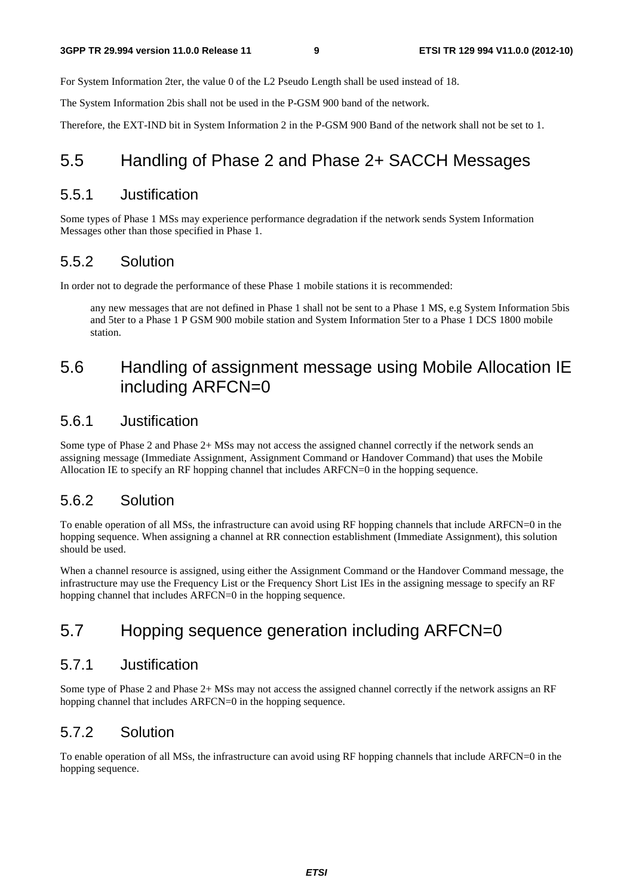For System Information 2ter, the value 0 of the L2 Pseudo Length shall be used instead of 18.

The System Information 2bis shall not be used in the P-GSM 900 band of the network.

Therefore, the EXT-IND bit in System Information 2 in the P-GSM 900 Band of the network shall not be set to 1.

## 5.5 Handling of Phase 2 and Phase 2+ SACCH Messages

### 5.5.1 Justification

Some types of Phase 1 MSs may experience performance degradation if the network sends System Information Messages other than those specified in Phase 1.

### 5.5.2 Solution

In order not to degrade the performance of these Phase 1 mobile stations it is recommended:

any new messages that are not defined in Phase 1 shall not be sent to a Phase 1 MS, e.g System Information 5bis and 5ter to a Phase 1 P GSM 900 mobile station and System Information 5ter to a Phase 1 DCS 1800 mobile station.

## 5.6 Handling of assignment message using Mobile Allocation IE including ARFCN=0

### 5.6.1 Justification

Some type of Phase 2 and Phase 2+ MSs may not access the assigned channel correctly if the network sends an assigning message (Immediate Assignment, Assignment Command or Handover Command) that uses the Mobile Allocation IE to specify an RF hopping channel that includes ARFCN=0 in the hopping sequence.

### 5.6.2 Solution

To enable operation of all MSs, the infrastructure can avoid using RF hopping channels that include ARFCN=0 in the hopping sequence. When assigning a channel at RR connection establishment (Immediate Assignment), this solution should be used.

When a channel resource is assigned, using either the Assignment Command or the Handover Command message, the infrastructure may use the Frequency List or the Frequency Short List IEs in the assigning message to specify an RF hopping channel that includes ARFCN=0 in the hopping sequence.

## 5.7 Hopping sequence generation including ARFCN=0

### 5.7.1 Justification

Some type of Phase 2 and Phase 2+ MSs may not access the assigned channel correctly if the network assigns an RF hopping channel that includes ARFCN=0 in the hopping sequence.

### 5.7.2 Solution

To enable operation of all MSs, the infrastructure can avoid using RF hopping channels that include ARFCN=0 in the hopping sequence.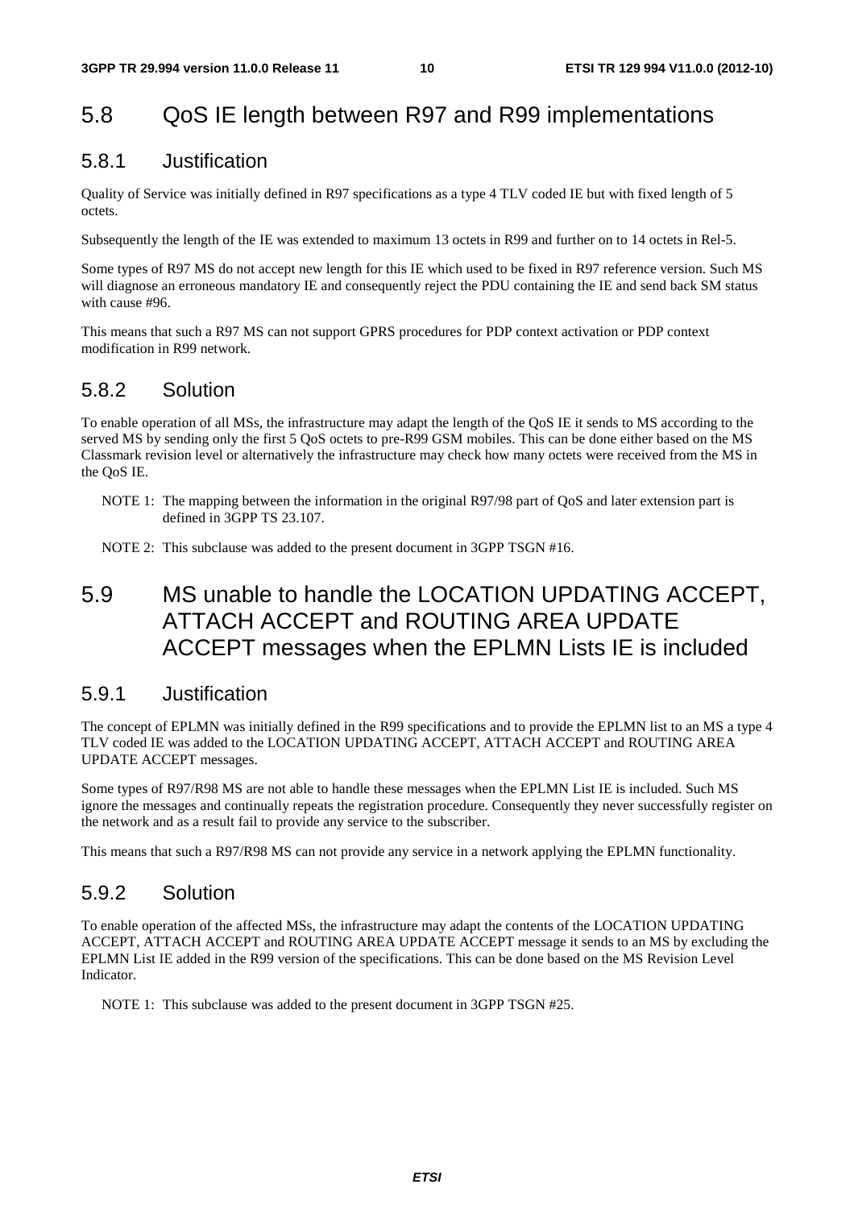## 5.8 QoS IE length between R97 and R99 implementations

### 5.8.1 Justification

Quality of Service was initially defined in R97 specifications as a type 4 TLV coded IE but with fixed length of 5 octets.

Subsequently the length of the IE was extended to maximum 13 octets in R99 and further on to 14 octets in Rel-5.

Some types of R97 MS do not accept new length for this IE which used to be fixed in R97 reference version. Such MS will diagnose an erroneous mandatory IE and consequently reject the PDU containing the IE and send back SM status with cause #96.

This means that such a R97 MS can not support GPRS procedures for PDP context activation or PDP context modification in R99 network.

### 5.8.2 Solution

To enable operation of all MSs, the infrastructure may adapt the length of the QoS IE it sends to MS according to the served MS by sending only the first 5 QoS octets to pre-R99 GSM mobiles. This can be done either based on the MS Classmark revision level or alternatively the infrastructure may check how many octets were received from the MS in the QoS IE.

NOTE 1: The mapping between the information in the original R97/98 part of QoS and later extension part is defined in 3GPP TS 23.107.

NOTE 2: This subclause was added to the present document in 3GPP TSGN #16.

## 5.9 MS unable to handle the LOCATION UPDATING ACCEPT, ATTACH ACCEPT and ROUTING AREA UPDATE ACCEPT messages when the EPLMN Lists IE is included

### 5.9.1 Justification

The concept of EPLMN was initially defined in the R99 specifications and to provide the EPLMN list to an MS a type 4 TLV coded IE was added to the LOCATION UPDATING ACCEPT, ATTACH ACCEPT and ROUTING AREA UPDATE ACCEPT messages.

Some types of R97/R98 MS are not able to handle these messages when the EPLMN List IE is included. Such MS ignore the messages and continually repeats the registration procedure. Consequently they never successfully register on the network and as a result fail to provide any service to the subscriber.

This means that such a R97/R98 MS can not provide any service in a network applying the EPLMN functionality.

### 5.9.2 Solution

To enable operation of the affected MSs, the infrastructure may adapt the contents of the LOCATION UPDATING ACCEPT, ATTACH ACCEPT and ROUTING AREA UPDATE ACCEPT message it sends to an MS by excluding the EPLMN List IE added in the R99 version of the specifications. This can be done based on the MS Revision Level Indicator.

NOTE 1: This subclause was added to the present document in 3GPP TSGN #25.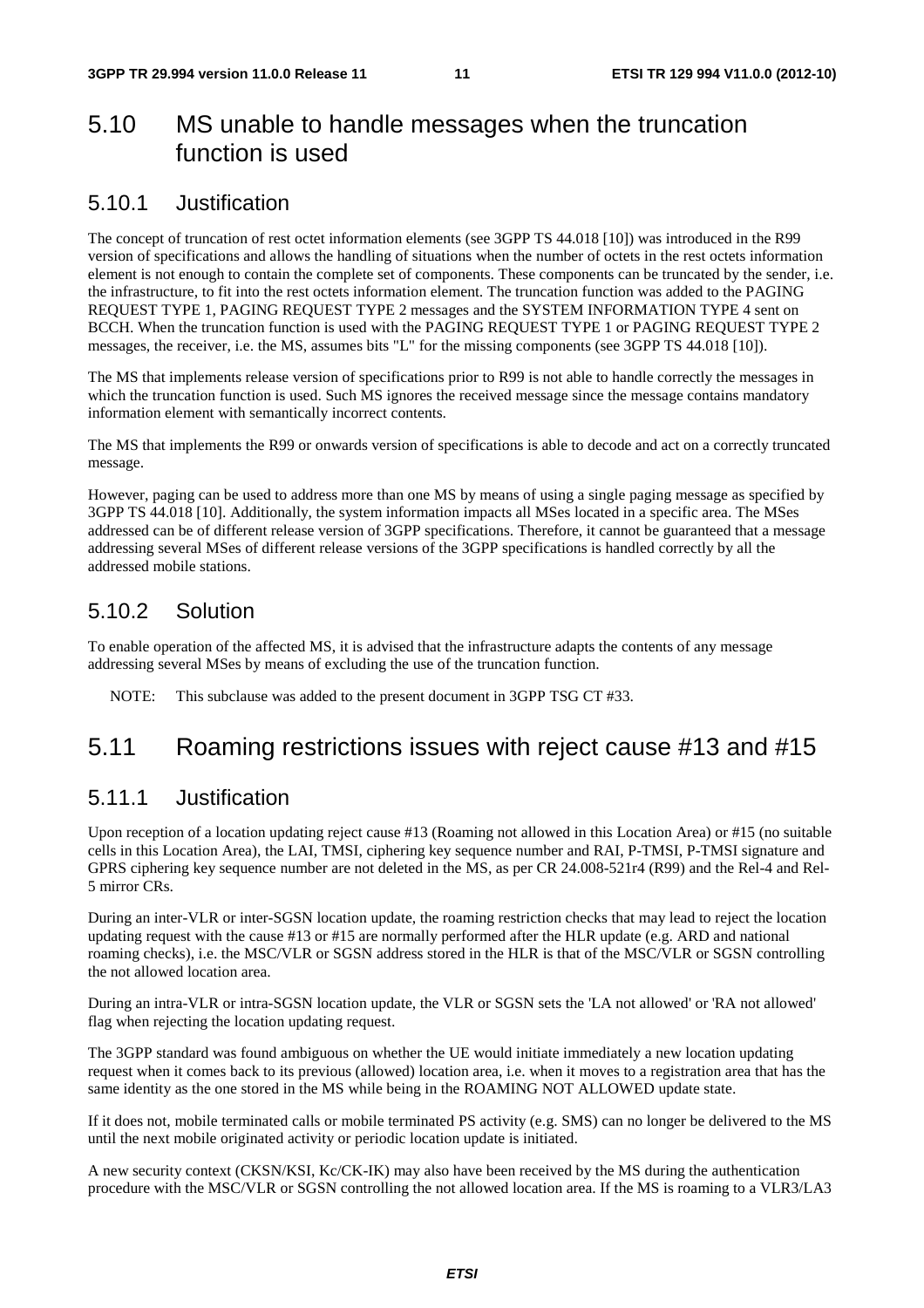## 5.10 MS unable to handle messages when the truncation function is used

### 5.10.1 Justification

The concept of truncation of rest octet information elements (see 3GPP TS 44.018 [10]) was introduced in the R99 version of specifications and allows the handling of situations when the number of octets in the rest octets information element is not enough to contain the complete set of components. These components can be truncated by the sender, i.e. the infrastructure, to fit into the rest octets information element. The truncation function was added to the PAGING REQUEST TYPE 1, PAGING REQUEST TYPE 2 messages and the SYSTEM INFORMATION TYPE 4 sent on BCCH. When the truncation function is used with the PAGING REQUEST TYPE 1 or PAGING REQUEST TYPE 2 messages, the receiver, i.e. the MS, assumes bits "L" for the missing components (see 3GPP TS 44.018 [10]).

The MS that implements release version of specifications prior to R99 is not able to handle correctly the messages in which the truncation function is used. Such MS ignores the received message since the message contains mandatory information element with semantically incorrect contents.

The MS that implements the R99 or onwards version of specifications is able to decode and act on a correctly truncated message.

However, paging can be used to address more than one MS by means of using a single paging message as specified by 3GPP TS 44.018 [10]. Additionally, the system information impacts all MSes located in a specific area. The MSes addressed can be of different release version of 3GPP specifications. Therefore, it cannot be guaranteed that a message addressing several MSes of different release versions of the 3GPP specifications is handled correctly by all the addressed mobile stations.

### 5.10.2 Solution

To enable operation of the affected MS, it is advised that the infrastructure adapts the contents of any message addressing several MSes by means of excluding the use of the truncation function.

NOTE: This subclause was added to the present document in 3GPP TSG CT #33.

## 5.11 Roaming restrictions issues with reject cause #13 and #15

### 5.11.1 Justification

Upon reception of a location updating reject cause #13 (Roaming not allowed in this Location Area) or #15 (no suitable cells in this Location Area), the LAI, TMSI, ciphering key sequence number and RAI, P-TMSI, P-TMSI signature and GPRS ciphering key sequence number are not deleted in the MS, as per CR 24.008-521r4 (R99) and the Rel-4 and Rel-5 mirror CRs.

During an inter-VLR or inter-SGSN location update, the roaming restriction checks that may lead to reject the location updating request with the cause #13 or #15 are normally performed after the HLR update (e.g. ARD and national roaming checks), i.e. the MSC/VLR or SGSN address stored in the HLR is that of the MSC/VLR or SGSN controlling the not allowed location area.

During an intra-VLR or intra-SGSN location update, the VLR or SGSN sets the 'LA not allowed' or 'RA not allowed' flag when rejecting the location updating request.

The 3GPP standard was found ambiguous on whether the UE would initiate immediately a new location updating request when it comes back to its previous (allowed) location area, i.e. when it moves to a registration area that has the same identity as the one stored in the MS while being in the ROAMING NOT ALLOWED update state.

If it does not, mobile terminated calls or mobile terminated PS activity (e.g. SMS) can no longer be delivered to the MS until the next mobile originated activity or periodic location update is initiated.

A new security context (CKSN/KSI, Kc/CK-IK) may also have been received by the MS during the authentication procedure with the MSC/VLR or SGSN controlling the not allowed location area. If the MS is roaming to a VLR3/LA3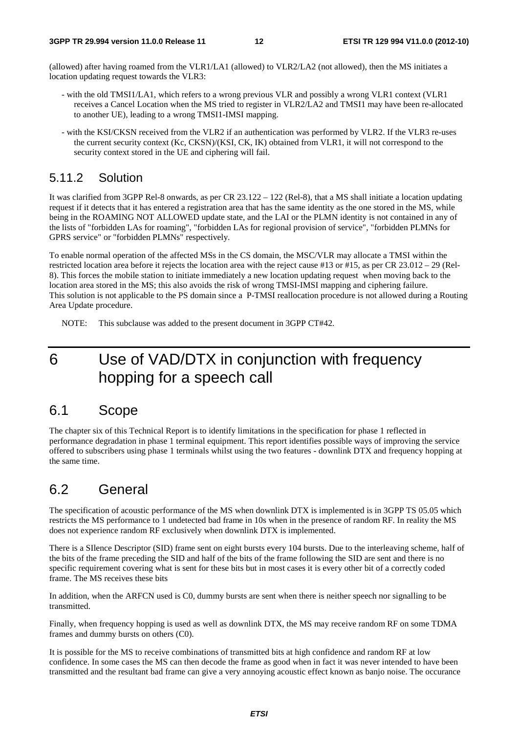(allowed) after having roamed from the VLR1/LA1 (allowed) to VLR2/LA2 (not allowed), then the MS initiates a location updating request towards the VLR3:

- with the old TMSI1/LA1, which refers to a wrong previous VLR and possibly a wrong VLR1 context (VLR1 receives a Cancel Location when the MS tried to register in VLR2/LA2 and TMSI1 may have been re-allocated to another UE), leading to a wrong TMSI1-IMSI mapping.
- with the KSI/CKSN received from the VLR2 if an authentication was performed by VLR2. If the VLR3 re-uses the current security context (Kc, CKSN)/(KSI, CK, IK) obtained from VLR1, it will not correspond to the security context stored in the UE and ciphering will fail.

### 5.11.2 Solution

It was clarified from 3GPP Rel-8 onwards, as per CR 23.122 – 122 (Rel-8), that a MS shall initiate a location updating request if it detects that it has entered a registration area that has the same identity as the one stored in the MS, while being in the ROAMING NOT ALLOWED update state, and the LAI or the PLMN identity is not contained in any of the lists of "forbidden LAs for roaming", "forbidden LAs for regional provision of service", "forbidden PLMNs for GPRS service" or "forbidden PLMNs" respectively.

To enable normal operation of the affected MSs in the CS domain, the MSC/VLR may allocate a TMSI within the restricted location area before it rejects the location area with the reject cause #13 or #15, as per CR 23.012 – 29 (Rel-8). This forces the mobile station to initiate immediately a new location updating request when moving back to the location area stored in the MS; this also avoids the risk of wrong TMSI-IMSI mapping and ciphering failure. This solution is not applicable to the PS domain since a P-TMSI reallocation procedure is not allowed during a Routing Area Update procedure.

NOTE: This subclause was added to the present document in 3GPP CT#42.

# 6 Use of VAD/DTX in conjunction with frequency hopping for a speech call

## 6.1 Scope

The chapter six of this Technical Report is to identify limitations in the specification for phase 1 reflected in performance degradation in phase 1 terminal equipment. This report identifies possible ways of improving the service offered to subscribers using phase 1 terminals whilst using the two features - downlink DTX and frequency hopping at the same time.

## 6.2 General

The specification of acoustic performance of the MS when downlink DTX is implemented is in 3GPP TS 05.05 which restricts the MS performance to 1 undetected bad frame in 10s when in the presence of random RF. In reality the MS does not experience random RF exclusively when downlink DTX is implemented.

There is a SIlence Descriptor (SID) frame sent on eight bursts every 104 bursts. Due to the interleaving scheme, half of the bits of the frame preceding the SID and half of the bits of the frame following the SID are sent and there is no specific requirement covering what is sent for these bits but in most cases it is every other bit of a correctly coded frame. The MS receives these bits

In addition, when the ARFCN used is C0, dummy bursts are sent when there is neither speech nor signalling to be transmitted.

Finally, when frequency hopping is used as well as downlink DTX, the MS may receive random RF on some TDMA frames and dummy bursts on others (C0).

It is possible for the MS to receive combinations of transmitted bits at high confidence and random RF at low confidence. In some cases the MS can then decode the frame as good when in fact it was never intended to have been transmitted and the resultant bad frame can give a very annoying acoustic effect known as banjo noise. The occurance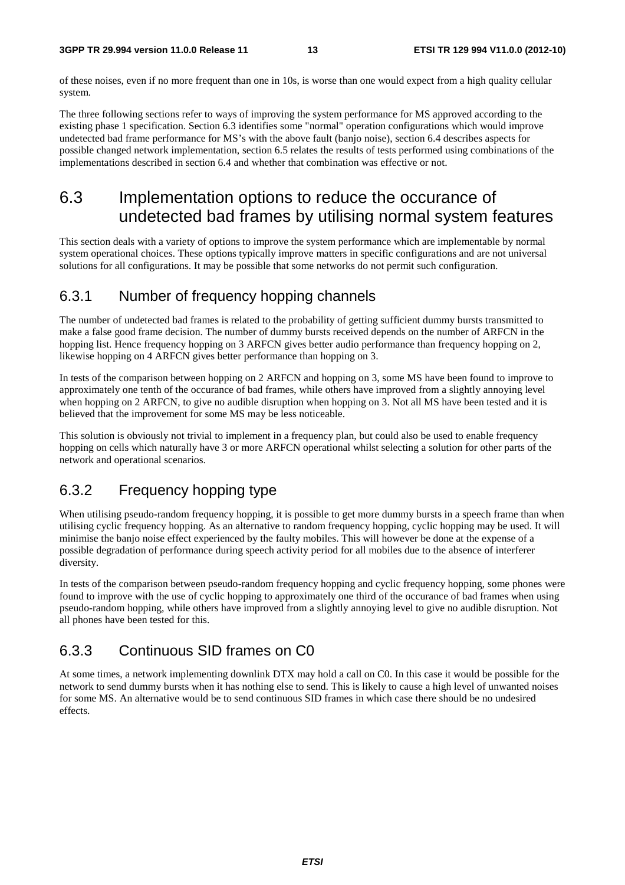of these noises, even if no more frequent than one in 10s, is worse than one would expect from a high quality cellular system.

The three following sections refer to ways of improving the system performance for MS approved according to the existing phase 1 specification. Section 6.3 identifies some "normal" operation configurations which would improve undetected bad frame performance for MS's with the above fault (banjo noise), section 6.4 describes aspects for possible changed network implementation, section 6.5 relates the results of tests performed using combinations of the implementations described in section 6.4 and whether that combination was effective or not.

## 6.3 Implementation options to reduce the occurance of undetected bad frames by utilising normal system features

This section deals with a variety of options to improve the system performance which are implementable by normal system operational choices. These options typically improve matters in specific configurations and are not universal solutions for all configurations. It may be possible that some networks do not permit such configuration.

### 6.3.1 Number of frequency hopping channels

The number of undetected bad frames is related to the probability of getting sufficient dummy bursts transmitted to make a false good frame decision. The number of dummy bursts received depends on the number of ARFCN in the hopping list. Hence frequency hopping on 3 ARFCN gives better audio performance than frequency hopping on 2, likewise hopping on 4 ARFCN gives better performance than hopping on 3.

In tests of the comparison between hopping on 2 ARFCN and hopping on 3, some MS have been found to improve to approximately one tenth of the occurance of bad frames, while others have improved from a slightly annoying level when hopping on 2 ARFCN, to give no audible disruption when hopping on 3. Not all MS have been tested and it is believed that the improvement for some MS may be less noticeable.

This solution is obviously not trivial to implement in a frequency plan, but could also be used to enable frequency hopping on cells which naturally have 3 or more ARFCN operational whilst selecting a solution for other parts of the network and operational scenarios.

### 6.3.2 Frequency hopping type

When utilising pseudo-random frequency hopping, it is possible to get more dummy bursts in a speech frame than when utilising cyclic frequency hopping. As an alternative to random frequency hopping, cyclic hopping may be used. It will minimise the banjo noise effect experienced by the faulty mobiles. This will however be done at the expense of a possible degradation of performance during speech activity period for all mobiles due to the absence of interferer diversity.

In tests of the comparison between pseudo-random frequency hopping and cyclic frequency hopping, some phones were found to improve with the use of cyclic hopping to approximately one third of the occurance of bad frames when using pseudo-random hopping, while others have improved from a slightly annoying level to give no audible disruption. Not all phones have been tested for this.

### 6.3.3 Continuous SID frames on C0

At some times, a network implementing downlink DTX may hold a call on C0. In this case it would be possible for the network to send dummy bursts when it has nothing else to send. This is likely to cause a high level of unwanted noises for some MS. An alternative would be to send continuous SID frames in which case there should be no undesired effects.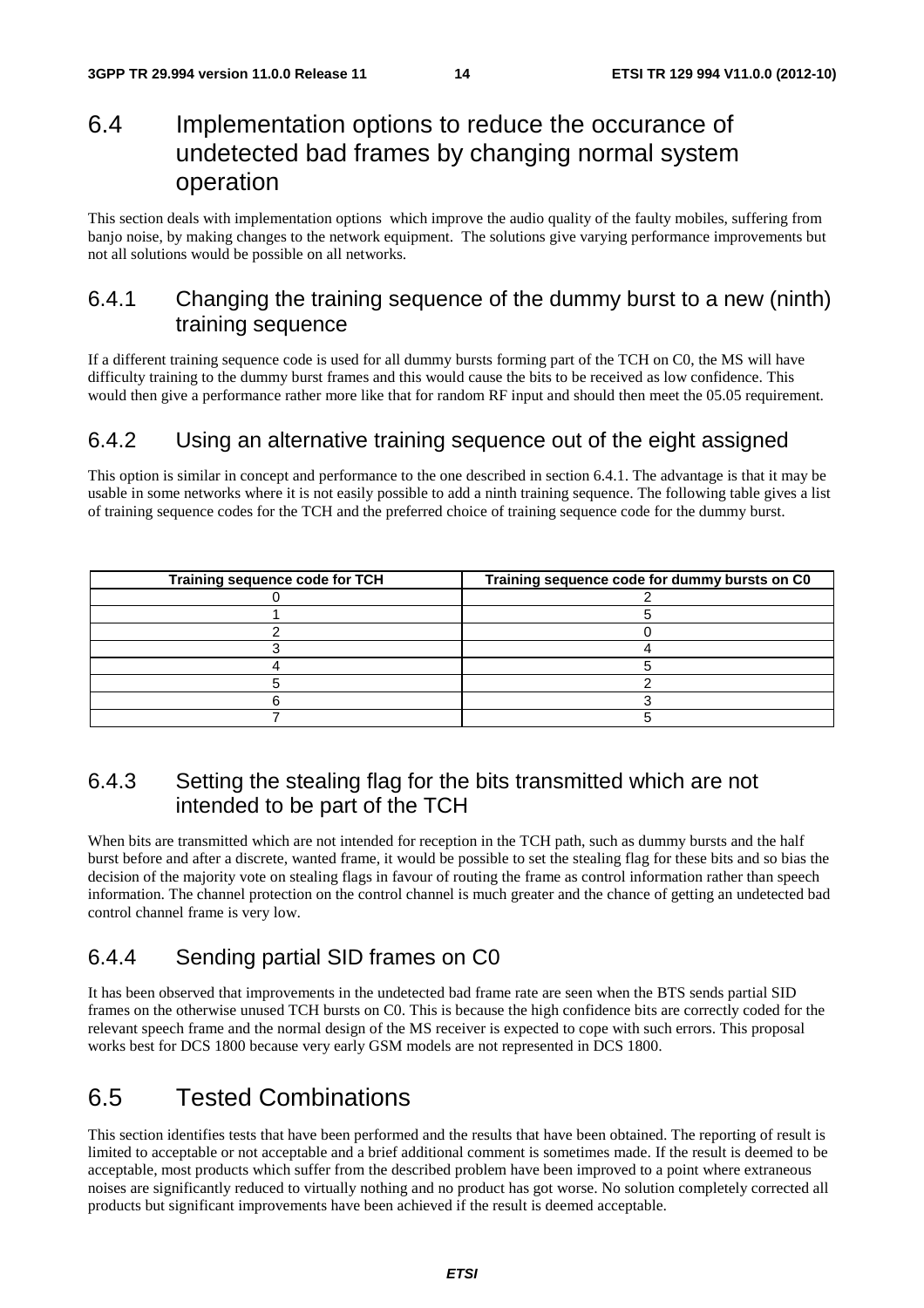## 6.4 Implementation options to reduce the occurance of undetected bad frames by changing normal system operation

This section deals with implementation options which improve the audio quality of the faulty mobiles, suffering from banjo noise, by making changes to the network equipment. The solutions give varying performance improvements but not all solutions would be possible on all networks.

### 6.4.1 Changing the training sequence of the dummy burst to a new (ninth) training sequence

If a different training sequence code is used for all dummy bursts forming part of the TCH on C0, the MS will have difficulty training to the dummy burst frames and this would cause the bits to be received as low confidence. This would then give a performance rather more like that for random RF input and should then meet the 05.05 requirement.

### 6.4.2 Using an alternative training sequence out of the eight assigned

This option is similar in concept and performance to the one described in section 6.4.1. The advantage is that it may be usable in some networks where it is not easily possible to add a ninth training sequence. The following table gives a list of training sequence codes for the TCH and the preferred choice of training sequence code for the dummy burst.

| Training sequence code for TCH | Training sequence code for dummy bursts on C0 |
|---|---|
| 0 | 2 |
| 1 | 5 |
| 2 | 0 |
| 3 | 4 |
| 4 | 5 |
| 5 | 2 |
| 6 | 3 |
| 7 | 5 |

### 6.4.3 Setting the stealing flag for the bits transmitted which are not intended to be part of the TCH

When bits are transmitted which are not intended for reception in the TCH path, such as dummy bursts and the half burst before and after a discrete, wanted frame, it would be possible to set the stealing flag for these bits and so bias the decision of the majority vote on stealing flags in favour of routing the frame as control information rather than speech information. The channel protection on the control channel is much greater and the chance of getting an undetected bad control channel frame is very low.

### 6.4.4 Sending partial SID frames on C0

It has been observed that improvements in the undetected bad frame rate are seen when the BTS sends partial SID frames on the otherwise unused TCH bursts on C0. This is because the high confidence bits are correctly coded for the relevant speech frame and the normal design of the MS receiver is expected to cope with such errors. This proposal works best for DCS 1800 because very early GSM models are not represented in DCS 1800.

## 6.5 Tested Combinations

This section identifies tests that have been performed and the results that have been obtained. The reporting of result is limited to acceptable or not acceptable and a brief additional comment is sometimes made. If the result is deemed to be acceptable, most products which suffer from the described problem have been improved to a point where extraneous noises are significantly reduced to virtually nothing and no product has got worse. No solution completely corrected all products but significant improvements have been achieved if the result is deemed acceptable.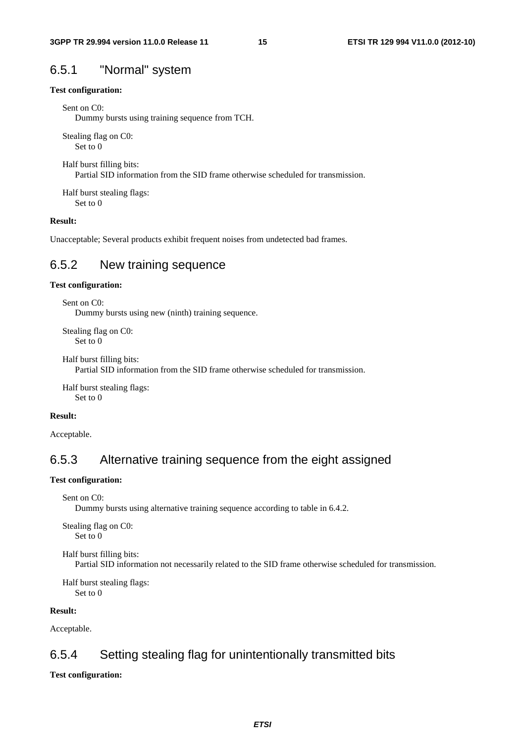### 6.5.1 "Normal" system

**Test configuration:**

Sent on C0:
Dummy bursts using training sequence from TCH.

Stealing flag on C0:
Set to 0

Half burst filling bits:
Partial SID information from the SID frame otherwise scheduled for transmission.

Half burst stealing flags:
Set to 0

**Result:**

Unacceptable; Several products exhibit frequent noises from undetected bad frames.

### 6.5.2 New training sequence

**Test configuration:**

Sent on C0:
Dummy bursts using new (ninth) training sequence.

Stealing flag on C0:
Set to 0

Half burst filling bits:
Partial SID information from the SID frame otherwise scheduled for transmission.

Half burst stealing flags:
Set to 0

**Result:**

Acceptable.

### 6.5.3 Alternative training sequence from the eight assigned

**Test configuration:**

Sent on C0:
Dummy bursts using alternative training sequence according to table in 6.4.2.

Stealing flag on C0:
Set to 0

Half burst filling bits:
Partial SID information not necessarily related to the SID frame otherwise scheduled for transmission.

Half burst stealing flags:
Set to 0

**Result:**

Acceptable.

### 6.5.4 Setting stealing flag for unintentionally transmitted bits

**Test configuration:**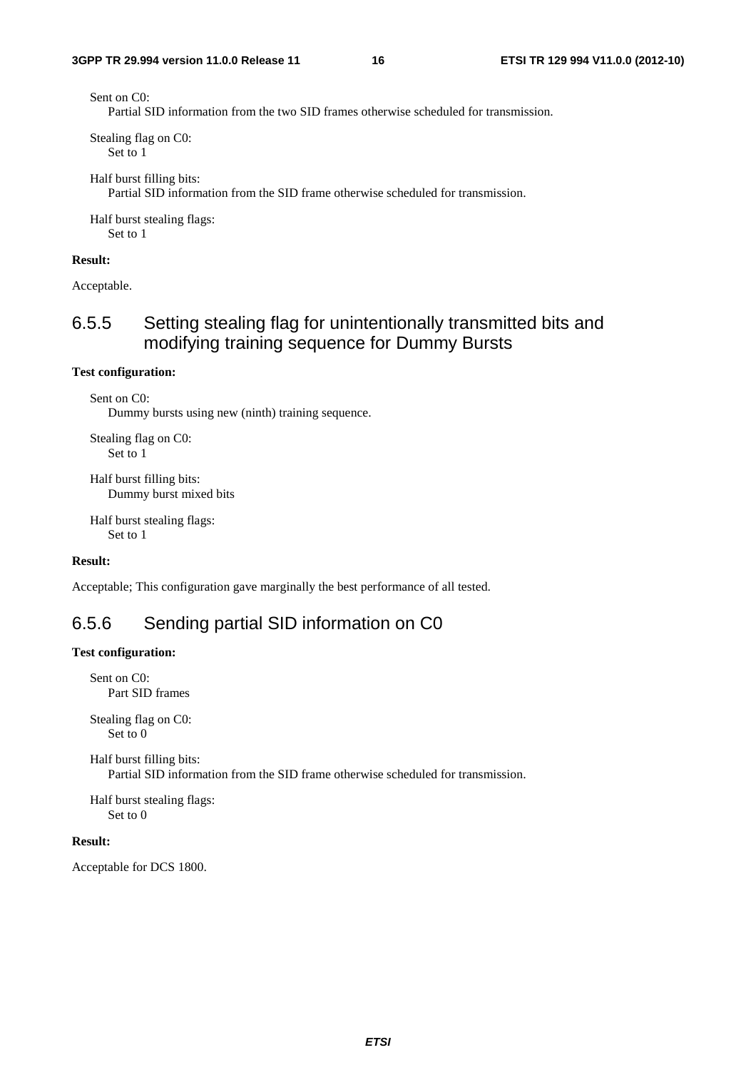Sent on C0:
  Partial SID information from the two SID frames otherwise scheduled for transmission.

Stealing flag on C0:
  Set to 1

Half burst filling bits:
  Partial SID information from the SID frame otherwise scheduled for transmission.

Half burst stealing flags:
  Set to 1

**Result:**

Acceptable.

### 6.5.5 Setting stealing flag for unintentionally transmitted bits and modifying training sequence for Dummy Bursts

**Test configuration:**

Sent on C0:
  Dummy bursts using new (ninth) training sequence.

Stealing flag on C0:
  Set to 1

Half burst filling bits:
  Dummy burst mixed bits

Half burst stealing flags:
  Set to 1

**Result:**

Acceptable; This configuration gave marginally the best performance of all tested.

### 6.5.6 Sending partial SID information on C0

**Test configuration:**

Sent on C0:
  Part SID frames

Stealing flag on C0:
  Set to 0

Half burst filling bits:
  Partial SID information from the SID frame otherwise scheduled for transmission.

Half burst stealing flags:
  Set to 0

**Result:**

Acceptable for DCS 1800.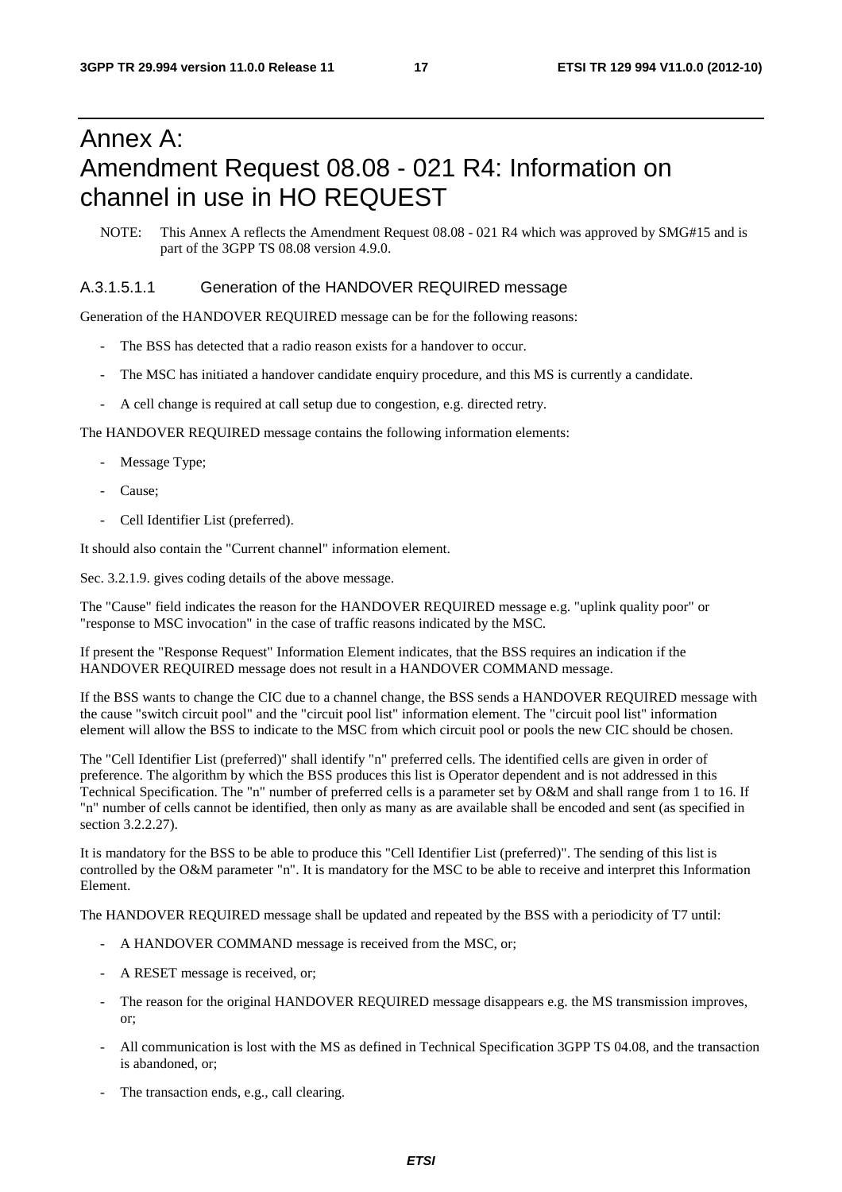# Annex A: Amendment Request 08.08 - 021 R4: Information on channel in use in HO REQUEST

NOTE: This Annex A reflects the Amendment Request 08.08 - 021 R4 which was approved by SMG#15 and is part of the 3GPP TS 08.08 version 4.9.0.

### A.3.1.5.1.1 Generation of the HANDOVER REQUIRED message

Generation of the HANDOVER REQUIRED message can be for the following reasons:

- The BSS has detected that a radio reason exists for a handover to occur.
- The MSC has initiated a handover candidate enquiry procedure, and this MS is currently a candidate.
- A cell change is required at call setup due to congestion, e.g. directed retry.

The HANDOVER REQUIRED message contains the following information elements:

- Message Type;
- Cause;
- Cell Identifier List (preferred).

It should also contain the "Current channel" information element.

Sec. 3.2.1.9. gives coding details of the above message.

The "Cause" field indicates the reason for the HANDOVER REQUIRED message e.g. "uplink quality poor" or "response to MSC invocation" in the case of traffic reasons indicated by the MSC.

If present the "Response Request" Information Element indicates, that the BSS requires an indication if the HANDOVER REQUIRED message does not result in a HANDOVER COMMAND message.

If the BSS wants to change the CIC due to a channel change, the BSS sends a HANDOVER REQUIRED message with the cause "switch circuit pool" and the "circuit pool list" information element. The "circuit pool list" information element will allow the BSS to indicate to the MSC from which circuit pool or pools the new CIC should be chosen.

The "Cell Identifier List (preferred)" shall identify "n" preferred cells. The identified cells are given in order of preference. The algorithm by which the BSS produces this list is Operator dependent and is not addressed in this Technical Specification. The "n" number of preferred cells is a parameter set by O&M and shall range from 1 to 16. If "n" number of cells cannot be identified, then only as many as are available shall be encoded and sent (as specified in section 3.2.2.27).

It is mandatory for the BSS to be able to produce this "Cell Identifier List (preferred)". The sending of this list is controlled by the O&M parameter "n". It is mandatory for the MSC to be able to receive and interpret this Information Element.

The HANDOVER REQUIRED message shall be updated and repeated by the BSS with a periodicity of T7 until:

- A HANDOVER COMMAND message is received from the MSC, or;
- A RESET message is received, or;
- The reason for the original HANDOVER REQUIRED message disappears e.g. the MS transmission improves, or;
- All communication is lost with the MS as defined in Technical Specification 3GPP TS 04.08, and the transaction is abandoned, or;
- The transaction ends, e.g., call clearing.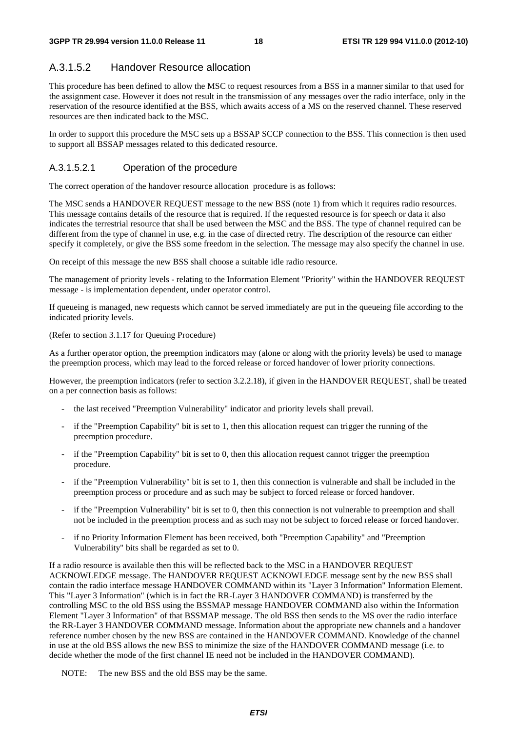#### A.3.1.5.2 Handover Resource allocation

This procedure has been defined to allow the MSC to request resources from a BSS in a manner similar to that used for the assignment case. However it does not result in the transmission of any messages over the radio interface, only in the reservation of the resource identified at the BSS, which awaits access of a MS on the reserved channel. These reserved resources are then indicated back to the MSC.

In order to support this procedure the MSC sets up a BSSAP SCCP connection to the BSS. This connection is then used to support all BSSAP messages related to this dedicated resource.

##### A.3.1.5.2.1 Operation of the procedure

The correct operation of the handover resource allocation procedure is as follows:

The MSC sends a HANDOVER REQUEST message to the new BSS (note 1) from which it requires radio resources. This message contains details of the resource that is required. If the requested resource is for speech or data it also indicates the terrestrial resource that shall be used between the MSC and the BSS. The type of channel required can be different from the type of channel in use, e.g. in the case of directed retry. The description of the resource can either specify it completely, or give the BSS some freedom in the selection. The message may also specify the channel in use.

On receipt of this message the new BSS shall choose a suitable idle radio resource.

The management of priority levels - relating to the Information Element "Priority" within the HANDOVER REQUEST message - is implementation dependent, under operator control.

If queueing is managed, new requests which cannot be served immediately are put in the queueing file according to the indicated priority levels.

(Refer to section 3.1.17 for Queuing Procedure)

As a further operator option, the preemption indicators may (alone or along with the priority levels) be used to manage the preemption process, which may lead to the forced release or forced handover of lower priority connections.

However, the preemption indicators (refer to section 3.2.2.18), if given in the HANDOVER REQUEST, shall be treated on a per connection basis as follows:

- the last received "Preemption Vulnerability" indicator and priority levels shall prevail.
- if the "Preemption Capability" bit is set to 1, then this allocation request can trigger the running of the preemption procedure.
- if the "Preemption Capability" bit is set to 0, then this allocation request cannot trigger the preemption procedure.
- if the "Preemption Vulnerability" bit is set to 1, then this connection is vulnerable and shall be included in the preemption process or procedure and as such may be subject to forced release or forced handover.
- if the "Preemption Vulnerability" bit is set to 0, then this connection is not vulnerable to preemption and shall not be included in the preemption process and as such may not be subject to forced release or forced handover.
- if no Priority Information Element has been received, both "Preemption Capability" and "Preemption Vulnerability" bits shall be regarded as set to 0.

If a radio resource is available then this will be reflected back to the MSC in a HANDOVER REQUEST ACKNOWLEDGE message. The HANDOVER REQUEST ACKNOWLEDGE message sent by the new BSS shall contain the radio interface message HANDOVER COMMAND within its "Layer 3 Information" Information Element. This "Layer 3 Information" (which is in fact the RR-Layer 3 HANDOVER COMMAND) is transferred by the controlling MSC to the old BSS using the BSSMAP message HANDOVER COMMAND also within the Information Element "Layer 3 Information" of that BSSMAP message. The old BSS then sends to the MS over the radio interface the RR-Layer 3 HANDOVER COMMAND message. Information about the appropriate new channels and a handover reference number chosen by the new BSS are contained in the HANDOVER COMMAND. Knowledge of the channel in use at the old BSS allows the new BSS to minimize the size of the HANDOVER COMMAND message (i.e. to decide whether the mode of the first channel IE need not be included in the HANDOVER COMMAND).

NOTE: The new BSS and the old BSS may be the same.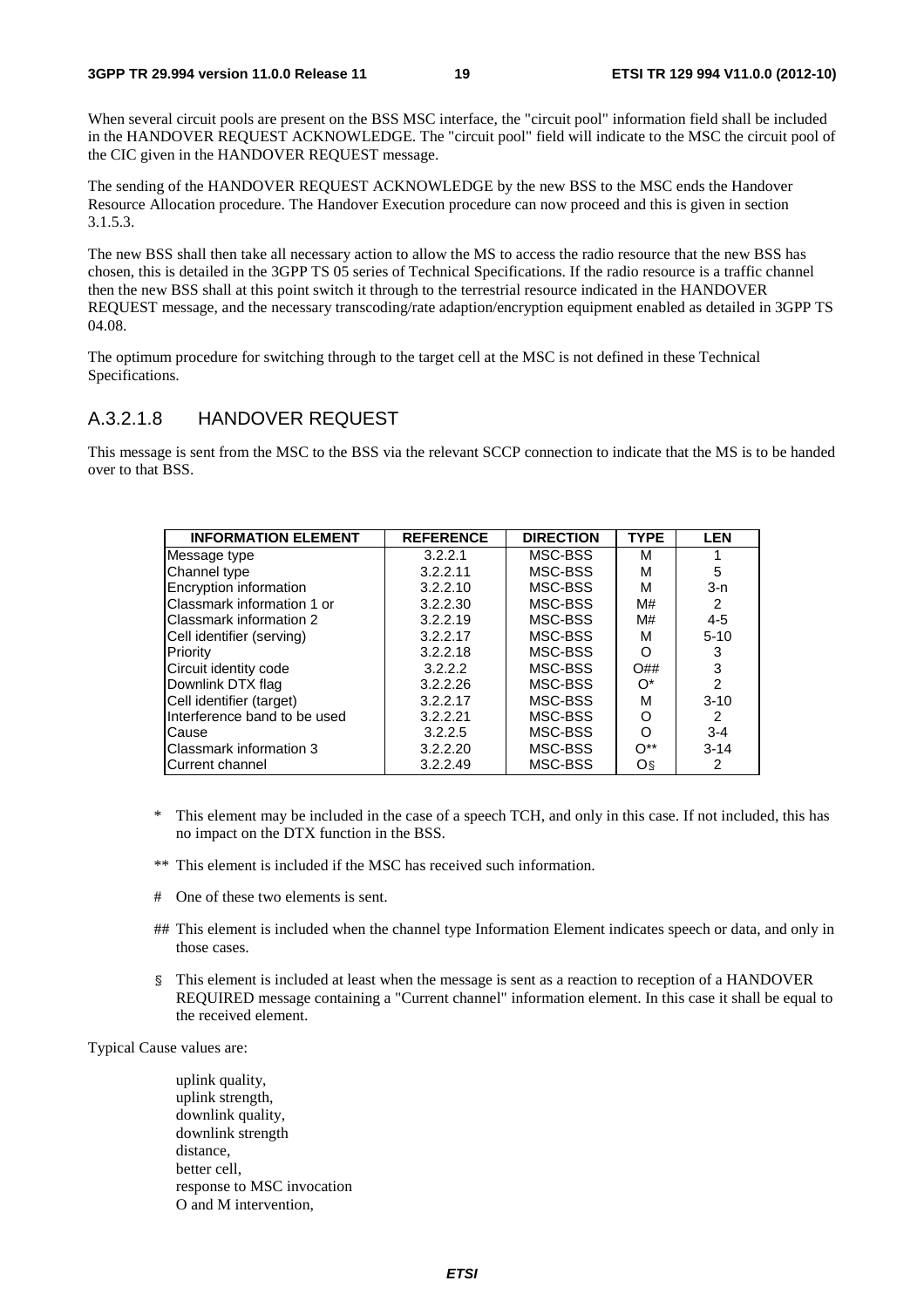When several circuit pools are present on the BSS MSC interface, the "circuit pool" information field shall be included in the HANDOVER REQUEST ACKNOWLEDGE. The "circuit pool" field will indicate to the MSC the circuit pool of the CIC given in the HANDOVER REQUEST message.

The sending of the HANDOVER REQUEST ACKNOWLEDGE by the new BSS to the MSC ends the Handover Resource Allocation procedure. The Handover Execution procedure can now proceed and this is given in section 3.1.5.3.

The new BSS shall then take all necessary action to allow the MS to access the radio resource that the new BSS has chosen, this is detailed in the 3GPP TS 05 series of Technical Specifications. If the radio resource is a traffic channel then the new BSS shall at this point switch it through to the terrestrial resource indicated in the HANDOVER REQUEST message, and the necessary transcoding/rate adaption/encryption equipment enabled as detailed in 3GPP TS 04.08.

The optimum procedure for switching through to the target cell at the MSC is not defined in these Technical Specifications.

### A.3.2.1.8 HANDOVER REQUEST

This message is sent from the MSC to the BSS via the relevant SCCP connection to indicate that the MS is to be handed over to that BSS.

| INFORMATION ELEMENT | REFERENCE | DIRECTION | TYPE | LEN |
|---|---|---|---|---|
| Message type | 3.2.2.1 | MSC-BSS | M | 1 |
| Channel type | 3.2.2.11 | MSC-BSS | M | 5 |
| Encryption information | 3.2.2.10 | MSC-BSS | M | 3-n |
| Classmark information 1 or | 3.2.2.30 | MSC-BSS | M# | 2 |
| Classmark information 2 | 3.2.2.19 | MSC-BSS | M# | 4-5 |
| Cell identifier (serving) | 3.2.2.17 | MSC-BSS | M | 5-10 |
| Priority | 3.2.2.18 | MSC-BSS | O | 3 |
| Circuit identity code | 3.2.2.2 | MSC-BSS | O## | 3 |
| Downlink DTX flag | 3.2.2.26 | MSC-BSS | O* | 2 |
| Cell identifier (target) | 3.2.2.17 | MSC-BSS | M | 3-10 |
| Interference band to be used | 3.2.2.21 | MSC-BSS | O | 2 |
| Cause | 3.2.2.5 | MSC-BSS | O | 3-4 |
| Classmark information 3 | 3.2.2.20 | MSC-BSS | O** | 3-14 |
| Current channel | 3.2.2.49 | MSC-BSS | O§ | 2 |

\* This element may be included in the case of a speech TCH, and only in this case. If not included, this has no impact on the DTX function in the BSS.

\*\* This element is included if the MSC has received such information.

\# One of these two elements is sent.

\## This element is included when the channel type Information Element indicates speech or data, and only in those cases.

§ This element is included at least when the message is sent as a reaction to reception of a HANDOVER REQUIRED message containing a "Current channel" information element. In this case it shall be equal to the received element.

Typical Cause values are:

uplink quality,
uplink strength,
downlink quality,
downlink strength
distance,
better cell,
response to MSC invocation
O and M intervention,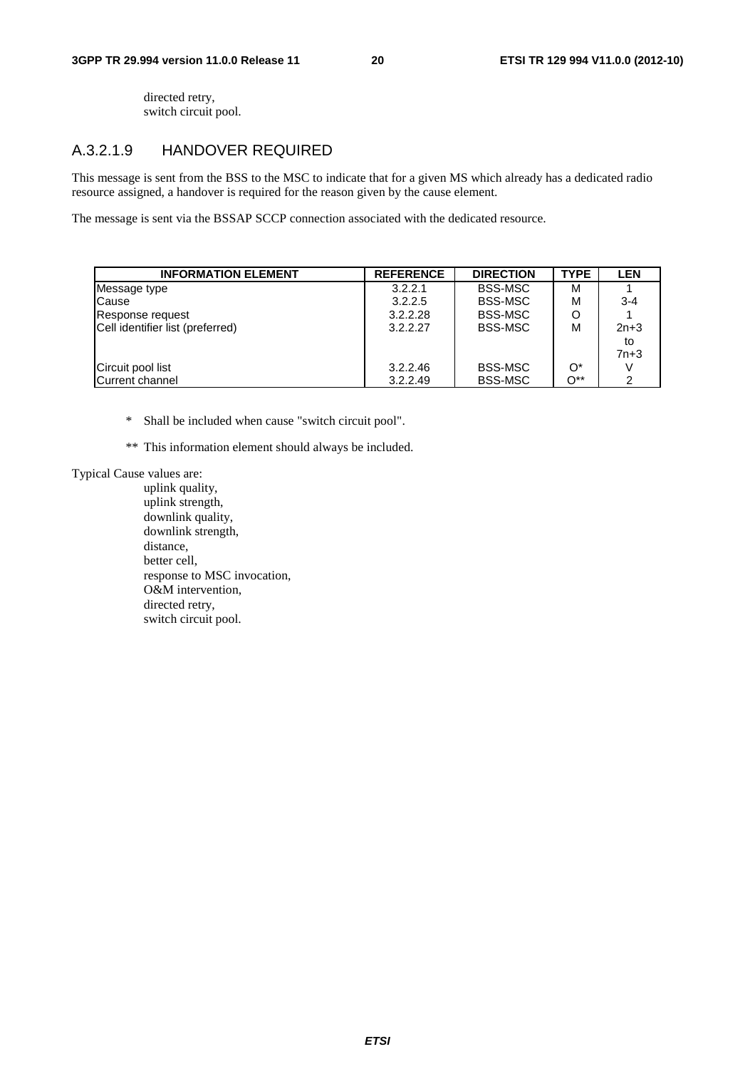directed retry,
switch circuit pool.

### A.3.2.1.9 HANDOVER REQUIRED

This message is sent from the BSS to the MSC to indicate that for a given MS which already has a dedicated radio resource assigned, a handover is required for the reason given by the cause element.

The message is sent via the BSSAP SCCP connection associated with the dedicated resource.

| INFORMATION ELEMENT | REFERENCE | DIRECTION | TYPE | LEN |
|---|---|---|---|---|
| Message type | 3.2.2.1 | BSS-MSC | M | 1 |
| Cause | 3.2.2.5 | BSS-MSC | M | 3-4 |
| Response request | 3.2.2.28 | BSS-MSC | O | 1 |
| Cell identifier list (preferred) | 3.2.2.27 | BSS-MSC | M | 2n+3 to 7n+3 |
| Circuit pool list | 3.2.2.46 | BSS-MSC | O* | V |
| Current channel | 3.2.2.49 | BSS-MSC | O** | 2 |

\* Shall be included when cause "switch circuit pool".

\*\* This information element should always be included.

Typical Cause values are:

uplink quality,
uplink strength,
downlink quality,
downlink strength,
distance,
better cell,
response to MSC invocation,
O&M intervention,
directed retry,
switch circuit pool.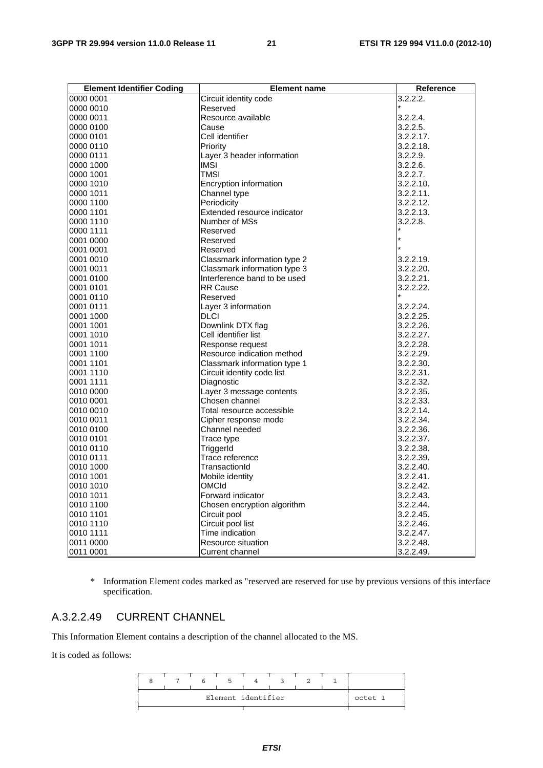| Element Identifier Coding | Element name | Reference |
|---|---|---|
| 0000 0001 | Circuit identity code | 3.2.2.2. |
| 0000 0010 | Reserved | * |
| 0000 0011 | Resource available | 3.2.2.4. |
| 0000 0100 | Cause | 3.2.2.5. |
| 0000 0101 | Cell identifier | 3.2.2.17. |
| 0000 0110 | Priority | 3.2.2.18. |
| 0000 0111 | Layer 3 header information | 3.2.2.9. |
| 0000 1000 | IMSI | 3.2.2.6. |
| 0000 1001 | TMSI | 3.2.2.7. |
| 0000 1010 | Encryption information | 3.2.2.10. |
| 0000 1011 | Channel type | 3.2.2.11. |
| 0000 1100 | Periodicity | 3.2.2.12. |
| 0000 1101 | Extended resource indicator | 3.2.2.13. |
| 0000 1110 | Number of MSs | 3.2.2.8. |
| 0000 1111 | Reserved | * |
| 0001 0000 | Reserved | * |
| 0001 0001 | Reserved | * |
| 0001 0010 | Classmark information type 2 | 3.2.2.19. |
| 0001 0011 | Classmark information type 3 | 3.2.2.20. |
| 0001 0100 | Interference band to be used | 3.2.2.21. |
| 0001 0101 | RR Cause | 3.2.2.22. |
| 0001 0110 | Reserved | * |
| 0001 0111 | Layer 3 information | 3.2.2.24. |
| 0001 1000 | DLCI | 3.2.2.25. |
| 0001 1001 | Downlink DTX flag | 3.2.2.26. |
| 0001 1010 | Cell identifier list | 3.2.2.27. |
| 0001 1011 | Response request | 3.2.2.28. |
| 0001 1100 | Resource indication method | 3.2.2.29. |
| 0001 1101 | Classmark information type 1 | 3.2.2.30. |
| 0001 1110 | Circuit identity code list | 3.2.2.31. |
| 0001 1111 | Diagnostic | 3.2.2.32. |
| 0010 0000 | Layer 3 message contents | 3.2.2.35. |
| 0010 0001 | Chosen channel | 3.2.2.33. |
| 0010 0010 | Total resource accessible | 3.2.2.14. |
| 0010 0011 | Cipher response mode | 3.2.2.34. |
| 0010 0100 | Channel needed | 3.2.2.36. |
| 0010 0101 | Trace type | 3.2.2.37. |
| 0010 0110 | TriggerId | 3.2.2.38. |
| 0010 0111 | Trace reference | 3.2.2.39. |
| 0010 1000 | TransactionId | 3.2.2.40. |
| 0010 1001 | Mobile identity | 3.2.2.41. |
| 0010 1010 | OMCId | 3.2.2.42. |
| 0010 1011 | Forward indicator | 3.2.2.43. |
| 0010 1100 | Chosen encryption algorithm | 3.2.2.44. |
| 0010 1101 | Circuit pool | 3.2.2.45. |
| 0010 1110 | Circuit pool list | 3.2.2.46. |
| 0010 1111 | Time indication | 3.2.2.47. |
| 0011 0000 | Resource situation | 3.2.2.48. |
| 0011 0001 | Current channel | 3.2.2.49. |

\* Information Element codes marked as "reserved are reserved for use by previous versions of this interface specification.

### A.3.2.2.49 CURRENT CHANNEL

This Information Element contains a description of the channel allocated to the MS.

It is coded as follows:

| 8 | 7 | 6 | 5 | 4 | 3 | 2 | 1 | |
|---|---|---|---|---|---|---|---|---|
| Element identifier | | | | | | | | octet 1 |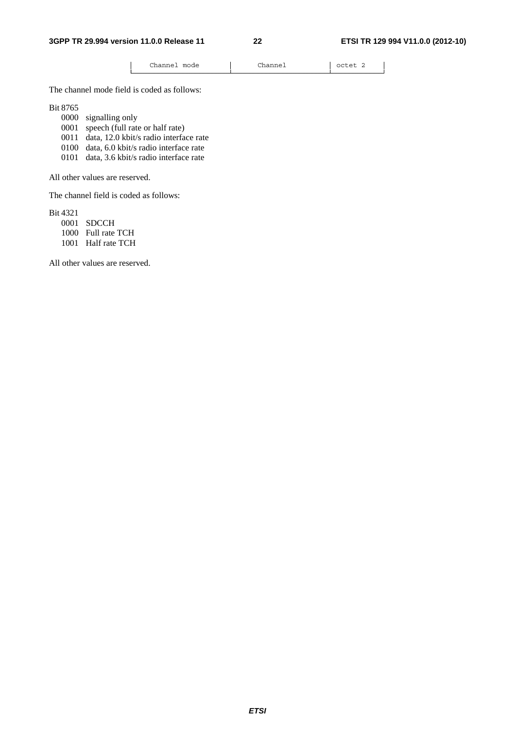| Channel mode | Channel | octet 2 |
|---|---|---|

The channel mode field is coded as follows:

Bit 8765

- 0000 signalling only
- 0001 speech (full rate or half rate)
- 0011 data, 12.0 kbit/s radio interface rate
- 0100 data, 6.0 kbit/s radio interface rate
- 0101 data, 3.6 kbit/s radio interface rate

All other values are reserved.

The channel field is coded as follows:

Bit 4321

- 0001 SDCCH
- 1000 Full rate TCH
- 1001 Half rate TCH

All other values are reserved.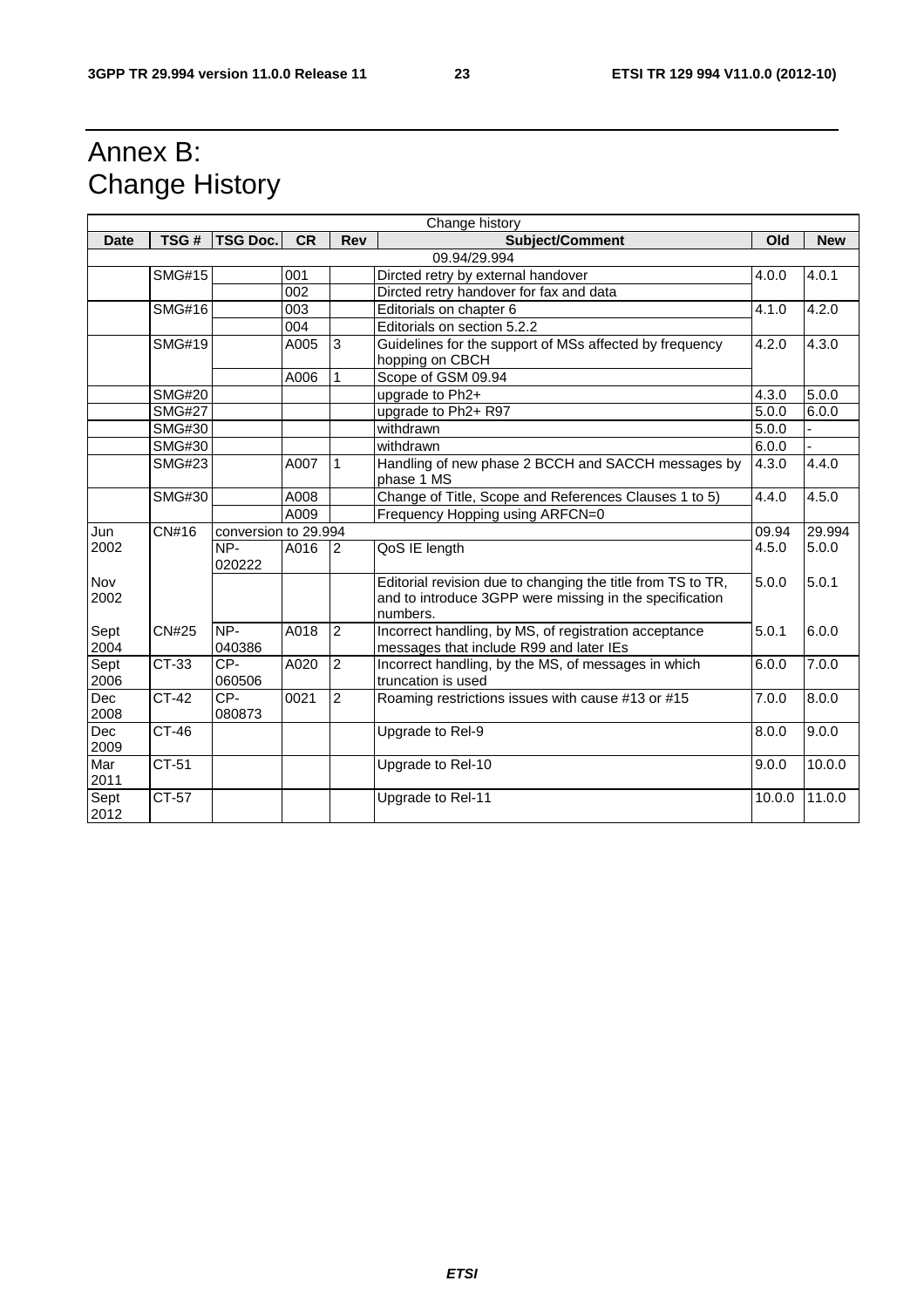# Annex B: Change History

| Change history | | | | | | | |
|---|---|---|---|---|---|---|---|
| **Date** | **TSG #** | **TSG Doc.** | **CR** | **Rev** | **Subject/Comment** | **Old** | **New** |
| 09.94/29.994 | | | | | | | |
| | SMG#15 | | 001 | | Dircted retry by external handover | 4.0.0 | 4.0.1 |
| | | | 002 | | Dircted retry handover for fax and data | | |
| | SMG#16 | | 003 | | Editorials on chapter 6 | 4.1.0 | 4.2.0 |
| | | | 004 | | Editorials on section 5.2.2 | | |
| | SMG#19 | | A005 | 3 | Guidelines for the support of MSs affected by frequency hopping on CBCH | 4.2.0 | 4.3.0 |
| | | | A006 | 1 | Scope of GSM 09.94 | | |
| | SMG#20 | | | | upgrade to Ph2+ | 4.3.0 | 5.0.0 |
| | SMG#27 | | | | upgrade to Ph2+ R97 | 5.0.0 | 6.0.0 |
| | SMG#30 | | | | withdrawn | 5.0.0 | - |
| | SMG#30 | | | | withdrawn | 6.0.0 | - |
| | SMG#23 | | A007 | 1 | Handling of new phase 2 BCCH and SACCH messages by phase 1 MS | 4.3.0 | 4.4.0 |
| | SMG#30 | | A008 | | Change of Title, Scope and References Clauses 1 to 5) | 4.4.0 | 4.5.0 |
| | | | A009 | | Frequency Hopping using ARFCN=0 | | |
| Jun 2002 | CN#16 | conversion to 29.994 | | | | 09.94 | 29.994 |
| | | NP-020222 | A016 | 2 | QoS IE length | 4.5.0 | 5.0.0 |
| Nov 2002 | | | | | Editorial revision due to changing the title from TS to TR, and to introduce 3GPP were missing in the specification numbers. | 5.0.0 | 5.0.1 |
| Sept 2004 | CN#25 | NP-040386 | A018 | 2 | Incorrect handling, by MS, of registration acceptance messages that include R99 and later IEs | 5.0.1 | 6.0.0 |
| Sept 2006 | CT-33 | CP-060506 | A020 | 2 | Incorrect handling, by the MS, of messages in which truncation is used | 6.0.0 | 7.0.0 |
| Dec 2008 | CT-42 | CP-080873 | 0021 | 2 | Roaming restrictions issues with cause #13 or #15 | 7.0.0 | 8.0.0 |
| Dec 2009 | CT-46 | | | | Upgrade to Rel-9 | 8.0.0 | 9.0.0 |
| Mar 2011 | CT-51 | | | | Upgrade to Rel-10 | 9.0.0 | 10.0.0 |
| Sept 2012 | CT-57 | | | | Upgrade to Rel-11 | 10.0.0 | 11.0.0 |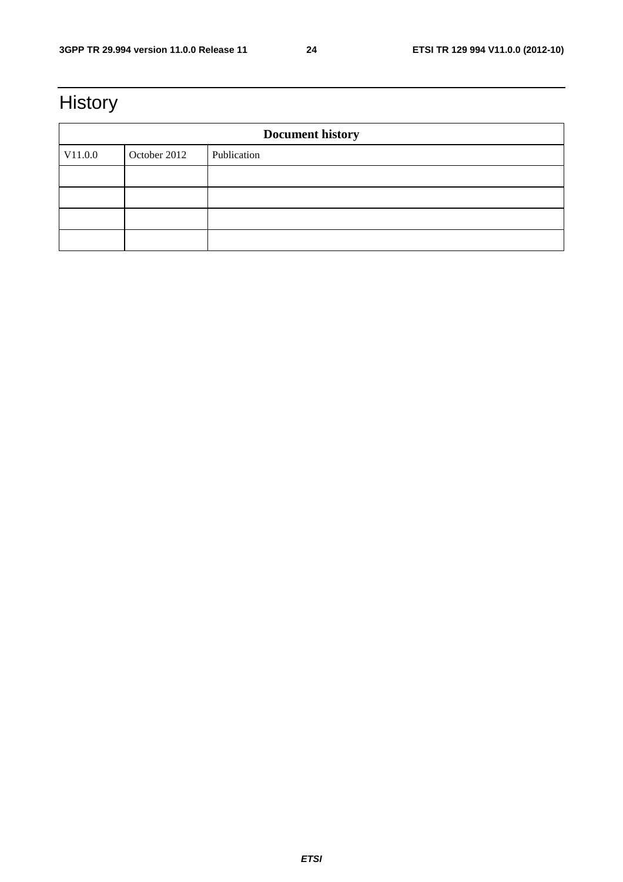# History

| Document history | | |
|---|---|---|
| V11.0.0 | October 2012 | Publication |
| | | |
| | | |
| | | |
| | | |